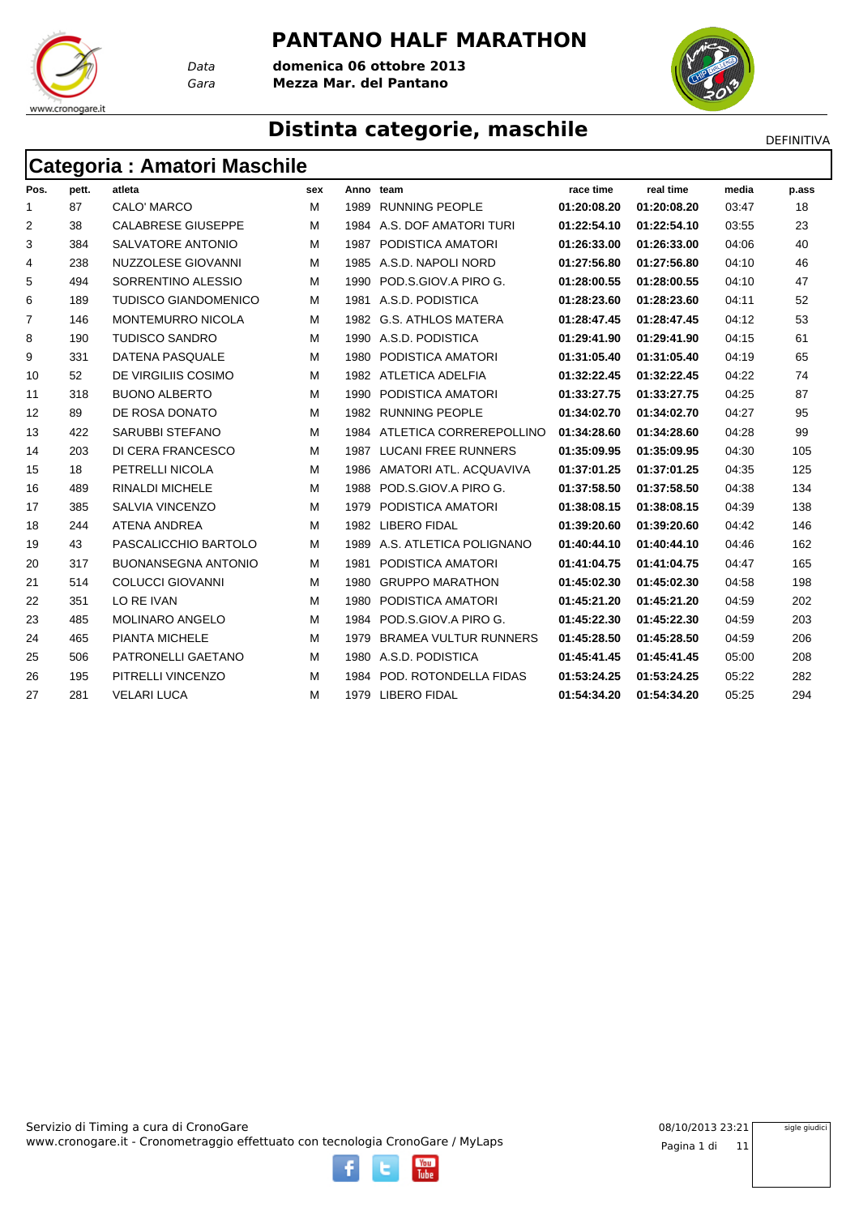# PANTANO HALF MARATHON

*Data* **domenica 06 ottobre 2013**
*Gara* **Mezza Mar. del Pantano**

## Distinta categorie, maschile

DEFINITIVA

### Categoria : Amatori Maschile

| Pos. | pett. | atleta | sex | Anno | team | race time | real time | media | p.ass |
|---|---|---|---|---|---|---|---|---|---|
| 1 | 87 | CALO' MARCO | M | 1989 | RUNNING PEOPLE | **01:20:08.20** | **01:20:08.20** | 03:47 | 18 |
| 2 | 38 | CALABRESE GIUSEPPE | M | 1984 | A.S. DOF AMATORI TURI | **01:22:54.10** | **01:22:54.10** | 03:55 | 23 |
| 3 | 384 | SALVATORE ANTONIO | M | 1987 | PODISTICA AMATORI | **01:26:33.00** | **01:26:33.00** | 04:06 | 40 |
| 4 | 238 | NUZZOLESE GIOVANNI | M | 1985 | A.S.D. NAPOLI NORD | **01:27:56.80** | **01:27:56.80** | 04:10 | 46 |
| 5 | 494 | SORRENTINO ALESSIO | M | 1990 | POD.S.GIOV.A PIRO G. | **01:28:00.55** | **01:28:00.55** | 04:10 | 47 |
| 6 | 189 | TUDISCO GIANDOMENICO | M | 1981 | A.S.D. PODISTICA | **01:28:23.60** | **01:28:23.60** | 04:11 | 52 |
| 7 | 146 | MONTEMURRO NICOLA | M | 1982 | G.S. ATHLOS MATERA | **01:28:47.45** | **01:28:47.45** | 04:12 | 53 |
| 8 | 190 | TUDISCO SANDRO | M | 1990 | A.S.D. PODISTICA | **01:29:41.90** | **01:29:41.90** | 04:15 | 61 |
| 9 | 331 | DATENA PASQUALE | M | 1980 | PODISTICA AMATORI | **01:31:05.40** | **01:31:05.40** | 04:19 | 65 |
| 10 | 52 | DE VIRGILIIS COSIMO | M | 1982 | ATLETICA ADELFIA | **01:32:22.45** | **01:32:22.45** | 04:22 | 74 |
| 11 | 318 | BUONO ALBERTO | M | 1990 | PODISTICA AMATORI | **01:33:27.75** | **01:33:27.75** | 04:25 | 87 |
| 12 | 89 | DE ROSA DONATO | M | 1982 | RUNNING PEOPLE | **01:34:02.70** | **01:34:02.70** | 04:27 | 95 |
| 13 | 422 | SARUBBI STEFANO | M | 1984 | ATLETICA CORREREPOLLINO | **01:34:28.60** | **01:34:28.60** | 04:28 | 99 |
| 14 | 203 | DI CERA FRANCESCO | M | 1987 | LUCANI FREE RUNNERS | **01:35:09.95** | **01:35:09.95** | 04:30 | 105 |
| 15 | 18 | PETRELLI NICOLA | M | 1986 | AMATORI ATL. ACQUAVIVA | **01:37:01.25** | **01:37:01.25** | 04:35 | 125 |
| 16 | 489 | RINALDI MICHELE | M | 1988 | POD.S.GIOV.A PIRO G. | **01:37:58.50** | **01:37:58.50** | 04:38 | 134 |
| 17 | 385 | SALVIA VINCENZO | M | 1979 | PODISTICA AMATORI | **01:38:08.15** | **01:38:08.15** | 04:39 | 138 |
| 18 | 244 | ATENA ANDREA | M | 1982 | LIBERO FIDAL | **01:39:20.60** | **01:39:20.60** | 04:42 | 146 |
| 19 | 43 | PASCALICCHIO BARTOLO | M | 1989 | A.S. ATLETICA POLIGNANO | **01:40:44.10** | **01:40:44.10** | 04:46 | 162 |
| 20 | 317 | BUONANSEGNA ANTONIO | M | 1981 | PODISTICA AMATORI | **01:41:04.75** | **01:41:04.75** | 04:47 | 165 |
| 21 | 514 | COLUCCI GIOVANNI | M | 1980 | GRUPPO MARATHON | **01:45:02.30** | **01:45:02.30** | 04:58 | 198 |
| 22 | 351 | LO RE IVAN | M | 1980 | PODISTICA AMATORI | **01:45:21.20** | **01:45:21.20** | 04:59 | 202 |
| 23 | 485 | MOLINARO ANGELO | M | 1984 | POD.S.GIOV.A PIRO G. | **01:45:22.30** | **01:45:22.30** | 04:59 | 203 |
| 24 | 465 | PIANTA MICHELE | M | 1979 | BRAMEA VULTUR RUNNERS | **01:45:28.50** | **01:45:28.50** | 04:59 | 206 |
| 25 | 506 | PATRONELLI GAETANO | M | 1980 | A.S.D. PODISTICA | **01:45:41.45** | **01:45:41.45** | 05:00 | 208 |
| 26 | 195 | PITRELLI VINCENZO | M | 1984 | POD. ROTONDELLA FIDAS | **01:53:24.25** | **01:53:24.25** | 05:22 | 282 |
| 27 | 281 | VELARI LUCA | M | 1979 | LIBERO FIDAL | **01:54:34.20** | **01:54:34.20** | 05:25 | 294 |

Servizio di Timing a cura di CronoGare
www.cronogare.it - Cronometraggio effettuato con tecnologia CronoGare / MyLaps

08/10/2013 23:21

sigle giudici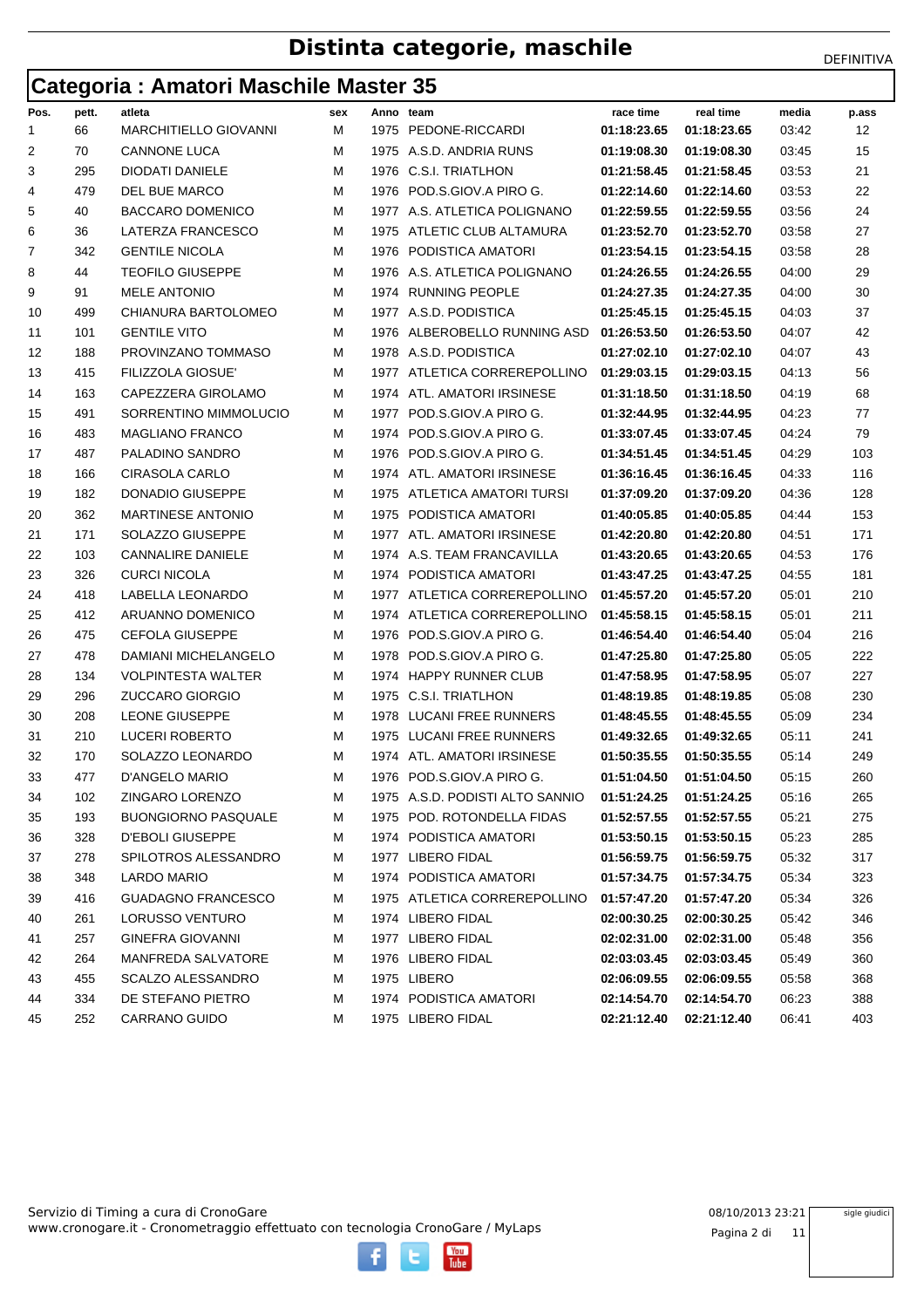# Distinta categorie, maschile

DEFINITIVA

## Categoria : Amatori Maschile Master 35

| Pos. | pett. | atleta | sex | Anno | team | race time | real time | media | p.ass |
|---|---|---|---|---|---|---|---|---|---|
| 1 | 66 | MARCHITIELLO GIOVANNI | M | 1975 | PEDONE-RICCARDI | **01:18:23.65** | **01:18:23.65** | 03:42 | 12 |
| 2 | 70 | CANNONE LUCA | M | 1975 | A.S.D. ANDRIA RUNS | **01:19:08.30** | **01:19:08.30** | 03:45 | 15 |
| 3 | 295 | DIODATI DANIELE | M | 1976 | C.S.I. TRIATLHON | **01:21:58.45** | **01:21:58.45** | 03:53 | 21 |
| 4 | 479 | DEL BUE MARCO | M | 1976 | POD.S.GIOV.A PIRO G. | **01:22:14.60** | **01:22:14.60** | 03:53 | 22 |
| 5 | 40 | BACCARO DOMENICO | M | 1977 | A.S. ATLETICA POLIGNANO | **01:22:59.55** | **01:22:59.55** | 03:56 | 24 |
| 6 | 36 | LATERZA FRANCESCO | M | 1975 | ATLETIC CLUB ALTAMURA | **01:23:52.70** | **01:23:52.70** | 03:58 | 27 |
| 7 | 342 | GENTILE NICOLA | M | 1976 | PODISTICA AMATORI | **01:23:54.15** | **01:23:54.15** | 03:58 | 28 |
| 8 | 44 | TEOFILO GIUSEPPE | M | 1976 | A.S. ATLETICA POLIGNANO | **01:24:26.55** | **01:24:26.55** | 04:00 | 29 |
| 9 | 91 | MELE ANTONIO | M | 1974 | RUNNING PEOPLE | **01:24:27.35** | **01:24:27.35** | 04:00 | 30 |
| 10 | 499 | CHIANURA BARTOLOMEO | M | 1977 | A.S.D. PODISTICA | **01:25:45.15** | **01:25:45.15** | 04:03 | 37 |
| 11 | 101 | GENTILE VITO | M | 1976 | ALBEROBELLO RUNNING ASD | **01:26:53.50** | **01:26:53.50** | 04:07 | 42 |
| 12 | 188 | PROVINZANO TOMMASO | M | 1978 | A.S.D. PODISTICA | **01:27:02.10** | **01:27:02.10** | 04:07 | 43 |
| 13 | 415 | FILIZZOLA GIOSUE' | M | 1977 | ATLETICA CORREREPOLLINO | **01:29:03.15** | **01:29:03.15** | 04:13 | 56 |
| 14 | 163 | CAPEZZERA GIROLAMO | M | 1974 | ATL. AMATORI IRSINESE | **01:31:18.50** | **01:31:18.50** | 04:19 | 68 |
| 15 | 491 | SORRENTINO MIMMOLUCIO | M | 1977 | POD.S.GIOV.A PIRO G. | **01:32:44.95** | **01:32:44.95** | 04:23 | 77 |
| 16 | 483 | MAGLIANO FRANCO | M | 1974 | POD.S.GIOV.A PIRO G. | **01:33:07.45** | **01:33:07.45** | 04:24 | 79 |
| 17 | 487 | PALADINO SANDRO | M | 1976 | POD.S.GIOV.A PIRO G. | **01:34:51.45** | **01:34:51.45** | 04:29 | 103 |
| 18 | 166 | CIRASOLA CARLO | M | 1974 | ATL. AMATORI IRSINESE | **01:36:16.45** | **01:36:16.45** | 04:33 | 116 |
| 19 | 182 | DONADIO GIUSEPPE | M | 1975 | ATLETICA AMATORI TURSI | **01:37:09.20** | **01:37:09.20** | 04:36 | 128 |
| 20 | 362 | MARTINESE ANTONIO | M | 1975 | PODISTICA AMATORI | **01:40:05.85** | **01:40:05.85** | 04:44 | 153 |
| 21 | 171 | SOLAZZO GIUSEPPE | M | 1977 | ATL. AMATORI IRSINESE | **01:42:20.80** | **01:42:20.80** | 04:51 | 171 |
| 22 | 103 | CANNALIRE DANIELE | M | 1974 | A.S. TEAM FRANCAVILLA | **01:43:20.65** | **01:43:20.65** | 04:53 | 176 |
| 23 | 326 | CURCI NICOLA | M | 1974 | PODISTICA AMATORI | **01:43:47.25** | **01:43:47.25** | 04:55 | 181 |
| 24 | 418 | LABELLA LEONARDO | M | 1977 | ATLETICA CORREREPOLLINO | **01:45:57.20** | **01:45:57.20** | 05:01 | 210 |
| 25 | 412 | ARUANNO DOMENICO | M | 1974 | ATLETICA CORREREPOLLINO | **01:45:58.15** | **01:45:58.15** | 05:01 | 211 |
| 26 | 475 | CEFOLA GIUSEPPE | M | 1976 | POD.S.GIOV.A PIRO G. | **01:46:54.40** | **01:46:54.40** | 05:04 | 216 |
| 27 | 478 | DAMIANI MICHELANGELO | M | 1978 | POD.S.GIOV.A PIRO G. | **01:47:25.80** | **01:47:25.80** | 05:05 | 222 |
| 28 | 134 | VOLPINTESTA WALTER | M | 1974 | HAPPY RUNNER CLUB | **01:47:58.95** | **01:47:58.95** | 05:07 | 227 |
| 29 | 296 | ZUCCARO GIORGIO | M | 1975 | C.S.I. TRIATLHON | **01:48:19.85** | **01:48:19.85** | 05:08 | 230 |
| 30 | 208 | LEONE GIUSEPPE | M | 1978 | LUCANI FREE RUNNERS | **01:48:45.55** | **01:48:45.55** | 05:09 | 234 |
| 31 | 210 | LUCERI ROBERTO | M | 1975 | LUCANI FREE RUNNERS | **01:49:32.65** | **01:49:32.65** | 05:11 | 241 |
| 32 | 170 | SOLAZZO LEONARDO | M | 1974 | ATL. AMATORI IRSINESE | **01:50:35.55** | **01:50:35.55** | 05:14 | 249 |
| 33 | 477 | D'ANGELO MARIO | M | 1976 | POD.S.GIOV.A PIRO G. | **01:51:04.50** | **01:51:04.50** | 05:15 | 260 |
| 34 | 102 | ZINGARO LORENZO | M | 1975 | A.S.D. PODISTI ALTO SANNIO | **01:51:24.25** | **01:51:24.25** | 05:16 | 265 |
| 35 | 193 | BUONGIORNO PASQUALE | M | 1975 | POD. ROTONDELLA FIDAS | **01:52:57.55** | **01:52:57.55** | 05:21 | 275 |
| 36 | 328 | D'EBOLI GIUSEPPE | M | 1974 | PODISTICA AMATORI | **01:53:50.15** | **01:53:50.15** | 05:23 | 285 |
| 37 | 278 | SPILOTROS ALESSANDRO | M | 1977 | LIBERO FIDAL | **01:56:59.75** | **01:56:59.75** | 05:32 | 317 |
| 38 | 348 | LARDO MARIO | M | 1974 | PODISTICA AMATORI | **01:57:34.75** | **01:57:34.75** | 05:34 | 323 |
| 39 | 416 | GUADAGNO FRANCESCO | M | 1975 | ATLETICA CORREREPOLLINO | **01:57:47.20** | **01:57:47.20** | 05:34 | 326 |
| 40 | 261 | LORUSSO VENTURO | M | 1974 | LIBERO FIDAL | **02:00:30.25** | **02:00:30.25** | 05:42 | 346 |
| 41 | 257 | GINEFRA GIOVANNI | M | 1977 | LIBERO FIDAL | **02:02:31.00** | **02:02:31.00** | 05:48 | 356 |
| 42 | 264 | MANFREDA SALVATORE | M | 1976 | LIBERO FIDAL | **02:03:03.45** | **02:03:03.45** | 05:49 | 360 |
| 43 | 455 | SCALZO ALESSANDRO | M | 1975 | LIBERO | **02:06:09.55** | **02:06:09.55** | 05:58 | 368 |
| 44 | 334 | DE STEFANO PIETRO | M | 1974 | PODISTICA AMATORI | **02:14:54.70** | **02:14:54.70** | 06:23 | 388 |
| 45 | 252 | CARRANO GUIDO | M | 1975 | LIBERO FIDAL | **02:21:12.40** | **02:21:12.40** | 06:41 | 403 |

Servizio di Timing a cura di CronoGare
www.cronogare.it - Cronometraggio effettuato con tecnologia CronoGare / MyLaps

08/10/2013 23:21

sigle giudici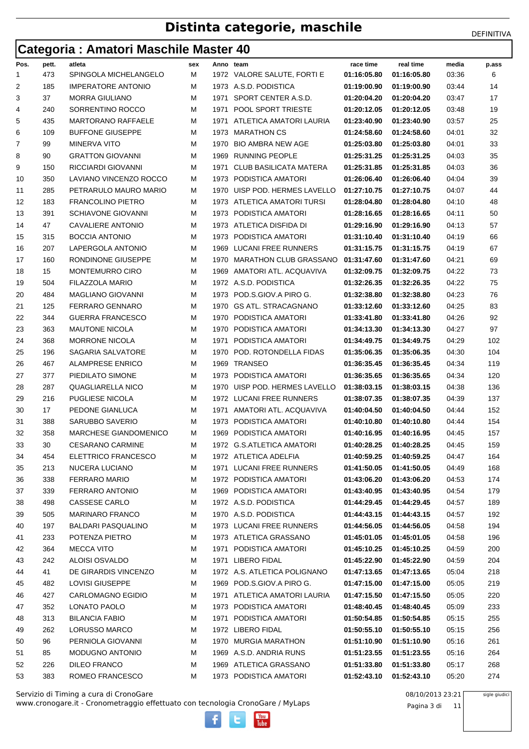# Distinta categorie, maschile

DEFINITIVA

## Categoria : Amatori Maschile Master 40

| Pos. | pett. | atleta | sex | Anno | team | race time | real time | media | p.ass |
|---|---|---|---|---|---|---|---|---|---|
| 1 | 473 | SPINGOLA MICHELANGELO | M | 1972 | VALORE SALUTE, FORTI E | **01:16:05.80** | **01:16:05.80** | 03:36 | 6 |
| 2 | 185 | IMPERATORE ANTONIO | M | 1973 | A.S.D. PODISTICA | **01:19:00.90** | **01:19:00.90** | 03:44 | 14 |
| 3 | 37 | MORRA GIULIANO | M | 1971 | SPORT CENTER A.S.D. | **01:20:04.20** | **01:20:04.20** | 03:47 | 17 |
| 4 | 240 | SORRENTINO ROCCO | M | 1971 | POOL SPORT TRIESTE | **01:20:12.05** | **01:20:12.05** | 03:48 | 19 |
| 5 | 435 | MARTORANO RAFFAELE | M | 1971 | ATLETICA AMATORI LAURIA | **01:23:40.90** | **01:23:40.90** | 03:57 | 25 |
| 6 | 109 | BUFFONE GIUSEPPE | M | 1973 | MARATHON CS | **01:24:58.60** | **01:24:58.60** | 04:01 | 32 |
| 7 | 99 | MINERVA VITO | M | 1970 | BIO AMBRA NEW AGE | **01:25:03.80** | **01:25:03.80** | 04:01 | 33 |
| 8 | 90 | GRATTON GIOVANNI | M | 1969 | RUNNING PEOPLE | **01:25:31.25** | **01:25:31.25** | 04:03 | 35 |
| 9 | 150 | RICCIARDI GIOVANNI | M | 1971 | CLUB BASILICATA MATERA | **01:25:31.85** | **01:25:31.85** | 04:03 | 36 |
| 10 | 350 | LAVIANO VINCENZO ROCCO | M | 1973 | PODISTICA AMATORI | **01:26:06.40** | **01:26:06.40** | 04:04 | 39 |
| 11 | 285 | PETRARULO MAURO MARIO | M | 1970 | UISP POD. HERMES LAVELLO | **01:27:10.75** | **01:27:10.75** | 04:07 | 44 |
| 12 | 183 | FRANCOLINO PIETRO | M | 1973 | ATLETICA AMATORI TURSI | **01:28:04.80** | **01:28:04.80** | 04:10 | 48 |
| 13 | 391 | SCHIAVONE GIOVANNI | M | 1973 | PODISTICA AMATORI | **01:28:16.65** | **01:28:16.65** | 04:11 | 50 |
| 14 | 47 | CAVALIERE ANTONIO | M | 1973 | ATLETICA DISFIDA DI | **01:29:16.90** | **01:29:16.90** | 04:13 | 57 |
| 15 | 315 | BOCCIA ANTONIO | M | 1973 | PODISTICA AMATORI | **01:31:10.40** | **01:31:10.40** | 04:19 | 66 |
| 16 | 207 | LAPERGOLA ANTONIO | M | 1969 | LUCANI FREE RUNNERS | **01:31:15.75** | **01:31:15.75** | 04:19 | 67 |
| 17 | 160 | RONDINONE GIUSEPPE | M | 1970 | MARATHON CLUB GRASSANO | **01:31:47.60** | **01:31:47.60** | 04:21 | 69 |
| 18 | 15 | MONTEMURRO CIRO | M | 1969 | AMATORI ATL. ACQUAVIVA | **01:32:09.75** | **01:32:09.75** | 04:22 | 73 |
| 19 | 504 | FILAZZOLA MARIO | M | 1972 | A.S.D. PODISTICA | **01:32:26.35** | **01:32:26.35** | 04:22 | 75 |
| 20 | 484 | MAGLIANO GIOVANNI | M | 1973 | POD.S.GIOV.A PIRO G. | **01:32:38.80** | **01:32:38.80** | 04:23 | 76 |
| 21 | 125 | FERRARO GENNARO | M | 1970 | GS ATL. STRACAGNANO | **01:33:12.60** | **01:33:12.60** | 04:25 | 83 |
| 22 | 344 | GUERRA FRANCESCO | M | 1970 | PODISTICA AMATORI | **01:33:41.80** | **01:33:41.80** | 04:26 | 92 |
| 23 | 363 | MAUTONE NICOLA | M | 1970 | PODISTICA AMATORI | **01:34:13.30** | **01:34:13.30** | 04:27 | 97 |
| 24 | 368 | MORRONE NICOLA | M | 1971 | PODISTICA AMATORI | **01:34:49.75** | **01:34:49.75** | 04:29 | 102 |
| 25 | 196 | SAGARIA SALVATORE | M | 1970 | POD. ROTONDELLA FIDAS | **01:35:06.35** | **01:35:06.35** | 04:30 | 104 |
| 26 | 467 | ALAMPRESE ENRICO | M | 1969 | TRANSEO | **01:36:35.45** | **01:36:35.45** | 04:34 | 119 |
| 27 | 377 | PIEDILATO SIMONE | M | 1973 | PODISTICA AMATORI | **01:36:35.65** | **01:36:35.65** | 04:34 | 120 |
| 28 | 287 | QUAGLIARELLA NICO | M | 1970 | UISP POD. HERMES LAVELLO | **01:38:03.15** | **01:38:03.15** | 04:38 | 136 |
| 29 | 216 | PUGLIESE NICOLA | M | 1972 | LUCANI FREE RUNNERS | **01:38:07.35** | **01:38:07.35** | 04:39 | 137 |
| 30 | 17 | PEDONE GIANLUCA | M | 1971 | AMATORI ATL. ACQUAVIVA | **01:40:04.50** | **01:40:04.50** | 04:44 | 152 |
| 31 | 388 | SARUBBO SAVERIO | M | 1973 | PODISTICA AMATORI | **01:40:10.80** | **01:40:10.80** | 04:44 | 154 |
| 32 | 358 | MARCHESE GIANDOMENICO | M | 1969 | PODISTICA AMATORI | **01:40:16.95** | **01:40:16.95** | 04:45 | 157 |
| 33 | 30 | CESARANO CARMINE | M | 1972 | G.S.ATLETICA AMATORI | **01:40:28.25** | **01:40:28.25** | 04:45 | 159 |
| 34 | 454 | ELETTRICO FRANCESCO | M | 1972 | ATLETICA ADELFIA | **01:40:59.25** | **01:40:59.25** | 04:47 | 164 |
| 35 | 213 | NUCERA LUCIANO | M | 1971 | LUCANI FREE RUNNERS | **01:41:50.05** | **01:41:50.05** | 04:49 | 168 |
| 36 | 338 | FERRARO MARIO | M | 1972 | PODISTICA AMATORI | **01:43:06.20** | **01:43:06.20** | 04:53 | 174 |
| 37 | 339 | FERRARO ANTONIO | M | 1969 | PODISTICA AMATORI | **01:43:40.95** | **01:43:40.95** | 04:54 | 179 |
| 38 | 498 | CASSESE CARLO | M | 1972 | A.S.D. PODISTICA | **01:44:29.45** | **01:44:29.45** | 04:57 | 189 |
| 39 | 505 | MARINARO FRANCO | M | 1970 | A.S.D. PODISTICA | **01:44:43.15** | **01:44:43.15** | 04:57 | 192 |
| 40 | 197 | BALDARI PASQUALINO | M | 1973 | LUCANI FREE RUNNERS | **01:44:56.05** | **01:44:56.05** | 04:58 | 194 |
| 41 | 233 | POTENZA PIETRO | M | 1973 | ATLETICA GRASSANO | **01:45:01.05** | **01:45:01.05** | 04:58 | 196 |
| 42 | 364 | MECCA VITO | M | 1971 | PODISTICA AMATORI | **01:45:10.25** | **01:45:10.25** | 04:59 | 200 |
| 43 | 242 | ALOISI OSVALDO | M | 1971 | LIBERO FIDAL | **01:45:22.90** | **01:45:22.90** | 04:59 | 204 |
| 44 | 41 | DE GIRARDIS VINCENZO | M | 1972 | A.S. ATLETICA POLIGNANO | **01:47:13.65** | **01:47:13.65** | 05:04 | 218 |
| 45 | 482 | LOVISI GIUSEPPE | M | 1969 | POD.S.GIOV.A PIRO G. | **01:47:15.00** | **01:47:15.00** | 05:05 | 219 |
| 46 | 427 | CARLOMAGNO EGIDIO | M | 1971 | ATLETICA AMATORI LAURIA | **01:47:15.50** | **01:47:15.50** | 05:05 | 220 |
| 47 | 352 | LONATO PAOLO | M | 1973 | PODISTICA AMATORI | **01:48:40.45** | **01:48:40.45** | 05:09 | 233 |
| 48 | 313 | BILANCIA FABIO | M | 1971 | PODISTICA AMATORI | **01:50:54.85** | **01:50:54.85** | 05:15 | 255 |
| 49 | 262 | LORUSSO MARCO | M | 1972 | LIBERO FIDAL | **01:50:55.10** | **01:50:55.10** | 05:15 | 256 |
| 50 | 96 | PERNIOLA GIOVANNI | M | 1970 | MURGIA MARATHON | **01:51:10.90** | **01:51:10.90** | 05:16 | 261 |
| 51 | 85 | MODUGNO ANTONIO | M | 1969 | A.S.D. ANDRIA RUNS | **01:51:23.55** | **01:51:23.55** | 05:16 | 264 |
| 52 | 226 | DILEO FRANCO | M | 1969 | ATLETICA GRASSANO | **01:51:33.80** | **01:51:33.80** | 05:17 | 268 |
| 53 | 383 | ROMEO FRANCESCO | M | 1973 | PODISTICA AMATORI | **01:52:43.10** | **01:52:43.10** | 05:20 | 274 |

Servizio di Timing a cura di CronoGare
www.cronogare.it - Cronometraggio effettuato con tecnologia CronoGare / MyLaps

08/10/2013 23:21

sigle giudici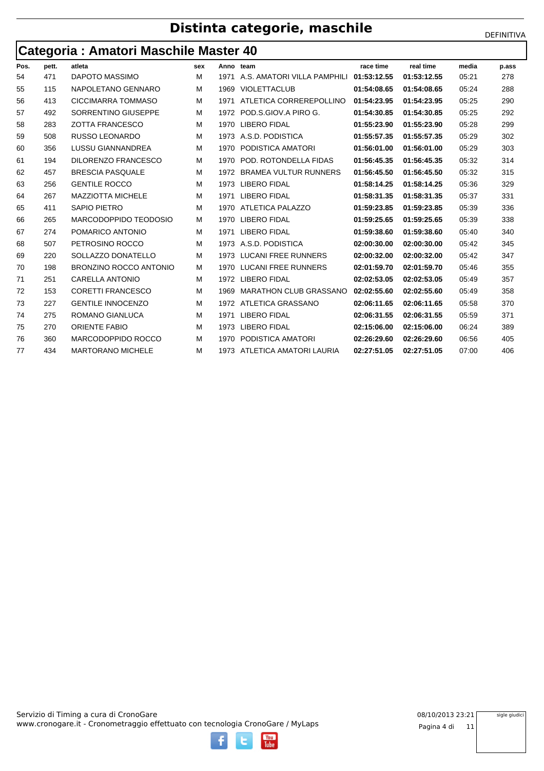# Distinta categorie, maschile

DEFINITIVA

## Categoria : Amatori Maschile Master 40

| Pos. | pett. | atleta | sex | Anno | team | race time | real time | media | p.ass |
|---|---|---|---|---|---|---|---|---|---|
| 54 | 471 | DAPOTO MASSIMO | M | 1971 | A.S. AMATORI VILLA PAMPHILI | **01:53:12.55** | **01:53:12.55** | 05:21 | 278 |
| 55 | 115 | NAPOLETANO GENNARO | M | 1969 | VIOLETTACLUB | **01:54:08.65** | **01:54:08.65** | 05:24 | 288 |
| 56 | 413 | CICCIMARRA TOMMASO | M | 1971 | ATLETICA CORREREPOLLINO | **01:54:23.95** | **01:54:23.95** | 05:25 | 290 |
| 57 | 492 | SORRENTINO GIUSEPPE | M | 1972 | POD.S.GIOV.A PIRO G. | **01:54:30.85** | **01:54:30.85** | 05:25 | 292 |
| 58 | 283 | ZOTTA FRANCESCO | M | 1970 | LIBERO FIDAL | **01:55:23.90** | **01:55:23.90** | 05:28 | 299 |
| 59 | 508 | RUSSO LEONARDO | M | 1973 | A.S.D. PODISTICA | **01:55:57.35** | **01:55:57.35** | 05:29 | 302 |
| 60 | 356 | LUSSU GIANNANDREA | M | 1970 | PODISTICA AMATORI | **01:56:01.00** | **01:56:01.00** | 05:29 | 303 |
| 61 | 194 | DILORENZO FRANCESCO | M | 1970 | POD. ROTONDELLA FIDAS | **01:56:45.35** | **01:56:45.35** | 05:32 | 314 |
| 62 | 457 | BRESCIA PASQUALE | M | 1972 | BRAMEA VULTUR RUNNERS | **01:56:45.50** | **01:56:45.50** | 05:32 | 315 |
| 63 | 256 | GENTILE ROCCO | M | 1973 | LIBERO FIDAL | **01:58:14.25** | **01:58:14.25** | 05:36 | 329 |
| 64 | 267 | MAZZIOTTA MICHELE | M | 1971 | LIBERO FIDAL | **01:58:31.35** | **01:58:31.35** | 05:37 | 331 |
| 65 | 411 | SAPIO PIETRO | M | 1970 | ATLETICA PALAZZO | **01:59:23.85** | **01:59:23.85** | 05:39 | 336 |
| 66 | 265 | MARCODOPPIDO TEODOSIO | M | 1970 | LIBERO FIDAL | **01:59:25.65** | **01:59:25.65** | 05:39 | 338 |
| 67 | 274 | POMARICO ANTONIO | M | 1971 | LIBERO FIDAL | **01:59:38.60** | **01:59:38.60** | 05:40 | 340 |
| 68 | 507 | PETROSINO ROCCO | M | 1973 | A.S.D. PODISTICA | **02:00:30.00** | **02:00:30.00** | 05:42 | 345 |
| 69 | 220 | SOLLAZZO DONATELLO | M | 1973 | LUCANI FREE RUNNERS | **02:00:32.00** | **02:00:32.00** | 05:42 | 347 |
| 70 | 198 | BRONZINO ROCCO ANTONIO | M | 1970 | LUCANI FREE RUNNERS | **02:01:59.70** | **02:01:59.70** | 05:46 | 355 |
| 71 | 251 | CARELLA ANTONIO | M | 1972 | LIBERO FIDAL | **02:02:53.05** | **02:02:53.05** | 05:49 | 357 |
| 72 | 153 | CORETTI FRANCESCO | M | 1969 | MARATHON CLUB GRASSANO | **02:02:55.60** | **02:02:55.60** | 05:49 | 358 |
| 73 | 227 | GENTILE INNOCENZO | M | 1972 | ATLETICA GRASSANO | **02:06:11.65** | **02:06:11.65** | 05:58 | 370 |
| 74 | 275 | ROMANO GIANLUCA | M | 1971 | LIBERO FIDAL | **02:06:31.55** | **02:06:31.55** | 05:59 | 371 |
| 75 | 270 | ORIENTE FABIO | M | 1973 | LIBERO FIDAL | **02:15:06.00** | **02:15:06.00** | 06:24 | 389 |
| 76 | 360 | MARCODOPPIDO ROCCO | M | 1970 | PODISTICA AMATORI | **02:26:29.60** | **02:26:29.60** | 06:56 | 405 |
| 77 | 434 | MARTORANO MICHELE | M | 1973 | ATLETICA AMATORI LAURIA | **02:27:51.05** | **02:27:51.05** | 07:00 | 406 |

Servizio di Timing a cura di CronoGare
www.cronogare.it - Cronometraggio effettuato con tecnologia CronoGare / MyLaps

08/10/2013 23:21

sigle giudici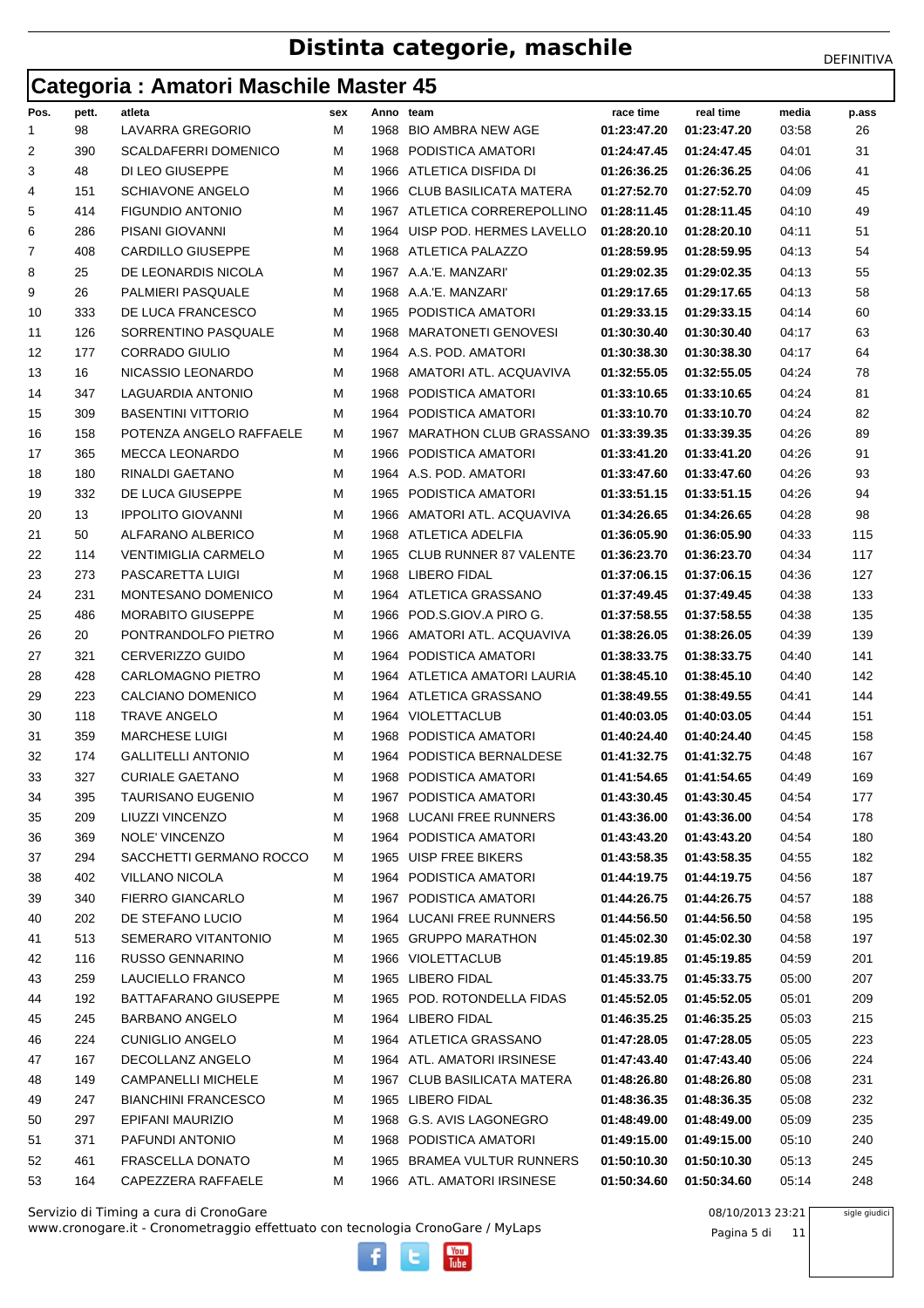# Distinta categorie, maschile

DEFINITIVA

## Categoria : Amatori Maschile Master 45

| Pos. | pett. | atleta | sex | Anno | team | race time | real time | media | p.ass |
|---|---|---|---|---|---|---|---|---|---|
| 1 | 98 | LAVARRA GREGORIO | M | 1968 | BIO AMBRA NEW AGE | 01:23:47.20 | 01:23:47.20 | 03:58 | 26 |
| 2 | 390 | SCALDAFERRI DOMENICO | M | 1968 | PODISTICA AMATORI | 01:24:47.45 | 01:24:47.45 | 04:01 | 31 |
| 3 | 48 | DI LEO GIUSEPPE | M | 1966 | ATLETICA DISFIDA DI | 01:26:36.25 | 01:26:36.25 | 04:06 | 41 |
| 4 | 151 | SCHIAVONE ANGELO | M | 1966 | CLUB BASILICATA MATERA | 01:27:52.70 | 01:27:52.70 | 04:09 | 45 |
| 5 | 414 | FIGUNDIO ANTONIO | M | 1967 | ATLETICA CORREREPOLLINO | 01:28:11.45 | 01:28:11.45 | 04:10 | 49 |
| 6 | 286 | PISANI GIOVANNI | M | 1964 | UISP POD. HERMES LAVELLO | 01:28:20.10 | 01:28:20.10 | 04:11 | 51 |
| 7 | 408 | CARDILLO GIUSEPPE | M | 1968 | ATLETICA PALAZZO | 01:28:59.95 | 01:28:59.95 | 04:13 | 54 |
| 8 | 25 | DE LEONARDIS NICOLA | M | 1967 | A.A.'E. MANZARI' | 01:29:02.35 | 01:29:02.35 | 04:13 | 55 |
| 9 | 26 | PALMIERI PASQUALE | M | 1968 | A.A.'E. MANZARI' | 01:29:17.65 | 01:29:17.65 | 04:13 | 58 |
| 10 | 333 | DE LUCA FRANCESCO | M | 1965 | PODISTICA AMATORI | 01:29:33.15 | 01:29:33.15 | 04:14 | 60 |
| 11 | 126 | SORRENTINO PASQUALE | M | 1968 | MARATONETI GENOVESI | 01:30:30.40 | 01:30:30.40 | 04:17 | 63 |
| 12 | 177 | CORRADO GIULIO | M | 1964 | A.S. POD. AMATORI | 01:30:38.30 | 01:30:38.30 | 04:17 | 64 |
| 13 | 16 | NICASSIO LEONARDO | M | 1968 | AMATORI ATL. ACQUAVIVA | 01:32:55.05 | 01:32:55.05 | 04:24 | 78 |
| 14 | 347 | LAGUARDIA ANTONIO | M | 1968 | PODISTICA AMATORI | 01:33:10.65 | 01:33:10.65 | 04:24 | 81 |
| 15 | 309 | BASENTINI VITTORIO | M | 1964 | PODISTICA AMATORI | 01:33:10.70 | 01:33:10.70 | 04:24 | 82 |
| 16 | 158 | POTENZA ANGELO RAFFAELE | M | 1967 | MARATHON CLUB GRASSANO | 01:33:39.35 | 01:33:39.35 | 04:26 | 89 |
| 17 | 365 | MECCA LEONARDO | M | 1966 | PODISTICA AMATORI | 01:33:41.20 | 01:33:41.20 | 04:26 | 91 |
| 18 | 180 | RINALDI GAETANO | M | 1964 | A.S. POD. AMATORI | 01:33:47.60 | 01:33:47.60 | 04:26 | 93 |
| 19 | 332 | DE LUCA GIUSEPPE | M | 1965 | PODISTICA AMATORI | 01:33:51.15 | 01:33:51.15 | 04:26 | 94 |
| 20 | 13 | IPPOLITO GIOVANNI | M | 1966 | AMATORI ATL. ACQUAVIVA | 01:34:26.65 | 01:34:26.65 | 04:28 | 98 |
| 21 | 50 | ALFARANO ALBERICO | M | 1968 | ATLETICA ADELFIA | 01:36:05.90 | 01:36:05.90 | 04:33 | 115 |
| 22 | 114 | VENTIMIGLIA CARMELO | M | 1965 | CLUB RUNNER 87 VALENTE | 01:36:23.70 | 01:36:23.70 | 04:34 | 117 |
| 23 | 273 | PASCARETTA LUIGI | M | 1968 | LIBERO FIDAL | 01:37:06.15 | 01:37:06.15 | 04:36 | 127 |
| 24 | 231 | MONTESANO DOMENICO | M | 1964 | ATLETICA GRASSANO | 01:37:49.45 | 01:37:49.45 | 04:38 | 133 |
| 25 | 486 | MORABITO GIUSEPPE | M | 1966 | POD.S.GIOV.A PIRO G. | 01:37:58.55 | 01:37:58.55 | 04:38 | 135 |
| 26 | 20 | PONTRANDOLFO PIETRO | M | 1966 | AMATORI ATL. ACQUAVIVA | 01:38:26.05 | 01:38:26.05 | 04:39 | 139 |
| 27 | 321 | CERVERIZZO GUIDO | M | 1964 | PODISTICA AMATORI | 01:38:33.75 | 01:38:33.75 | 04:40 | 141 |
| 28 | 428 | CARLOMAGNO PIETRO | M | 1964 | ATLETICA AMATORI LAURIA | 01:38:45.10 | 01:38:45.10 | 04:40 | 142 |
| 29 | 223 | CALCIANO DOMENICO | M | 1964 | ATLETICA GRASSANO | 01:38:49.55 | 01:38:49.55 | 04:41 | 144 |
| 30 | 118 | TRAVE ANGELO | M | 1964 | VIOLETTACLUB | 01:40:03.05 | 01:40:03.05 | 04:44 | 151 |
| 31 | 359 | MARCHESE LUIGI | M | 1968 | PODISTICA AMATORI | 01:40:24.40 | 01:40:24.40 | 04:45 | 158 |
| 32 | 174 | GALLITELLI ANTONIO | M | 1964 | PODISTICA BERNALDESE | 01:41:32.75 | 01:41:32.75 | 04:48 | 167 |
| 33 | 327 | CURIALE GAETANO | M | 1968 | PODISTICA AMATORI | 01:41:54.65 | 01:41:54.65 | 04:49 | 169 |
| 34 | 395 | TAURISANO EUGENIO | M | 1967 | PODISTICA AMATORI | 01:43:30.45 | 01:43:30.45 | 04:54 | 177 |
| 35 | 209 | LIUZZI VINCENZO | M | 1968 | LUCANI FREE RUNNERS | 01:43:36.00 | 01:43:36.00 | 04:54 | 178 |
| 36 | 369 | NOLE' VINCENZO | M | 1964 | PODISTICA AMATORI | 01:43:43.20 | 01:43:43.20 | 04:54 | 180 |
| 37 | 294 | SACCHETTI GERMANO ROCCO | M | 1965 | UISP FREE BIKERS | 01:43:58.35 | 01:43:58.35 | 04:55 | 182 |
| 38 | 402 | VILLANO NICOLA | M | 1964 | PODISTICA AMATORI | 01:44:19.75 | 01:44:19.75 | 04:56 | 187 |
| 39 | 340 | FIERRO GIANCARLO | M | 1967 | PODISTICA AMATORI | 01:44:26.75 | 01:44:26.75 | 04:57 | 188 |
| 40 | 202 | DE STEFANO LUCIO | M | 1964 | LUCANI FREE RUNNERS | 01:44:56.50 | 01:44:56.50 | 04:58 | 195 |
| 41 | 513 | SEMERARO VITANTONIO | M | 1965 | GRUPPO MARATHON | 01:45:02.30 | 01:45:02.30 | 04:58 | 197 |
| 42 | 116 | RUSSO GENNARINO | M | 1966 | VIOLETTACLUB | 01:45:19.85 | 01:45:19.85 | 04:59 | 201 |
| 43 | 259 | LAUCIELLO FRANCO | M | 1965 | LIBERO FIDAL | 01:45:33.75 | 01:45:33.75 | 05:00 | 207 |
| 44 | 192 | BATTAFARANO GIUSEPPE | M | 1965 | POD. ROTONDELLA FIDAS | 01:45:52.05 | 01:45:52.05 | 05:01 | 209 |
| 45 | 245 | BARBANO ANGELO | M | 1964 | LIBERO FIDAL | 01:46:35.25 | 01:46:35.25 | 05:03 | 215 |
| 46 | 224 | CUNIGLIO ANGELO | M | 1964 | ATLETICA GRASSANO | 01:47:28.05 | 01:47:28.05 | 05:05 | 223 |
| 47 | 167 | DECOLLANZ ANGELO | M | 1964 | ATL. AMATORI IRSINESE | 01:47:43.40 | 01:47:43.40 | 05:06 | 224 |
| 48 | 149 | CAMPANELLI MICHELE | M | 1967 | CLUB BASILICATA MATERA | 01:48:26.80 | 01:48:26.80 | 05:08 | 231 |
| 49 | 247 | BIANCHINI FRANCESCO | M | 1965 | LIBERO FIDAL | 01:48:36.35 | 01:48:36.35 | 05:08 | 232 |
| 50 | 297 | EPIFANI MAURIZIO | M | 1968 | G.S. AVIS LAGONEGRO | 01:48:49.00 | 01:48:49.00 | 05:09 | 235 |
| 51 | 371 | PAFUNDI ANTONIO | M | 1968 | PODISTICA AMATORI | 01:49:15.00 | 01:49:15.00 | 05:10 | 240 |
| 52 | 461 | FRASCELLA DONATO | M | 1965 | BRAMEA VULTUR RUNNERS | 01:50:10.30 | 01:50:10.30 | 05:13 | 245 |
| 53 | 164 | CAPEZZERA RAFFAELE | M | 1966 | ATL. AMATORI IRSINESE | 01:50:34.60 | 01:50:34.60 | 05:14 | 248 |

Servizio di Timing a cura di CronoGare
www.cronogare.it - Cronometraggio effettuato con tecnologia CronoGare / MyLaps

08/10/2013 23:21

sigle giudici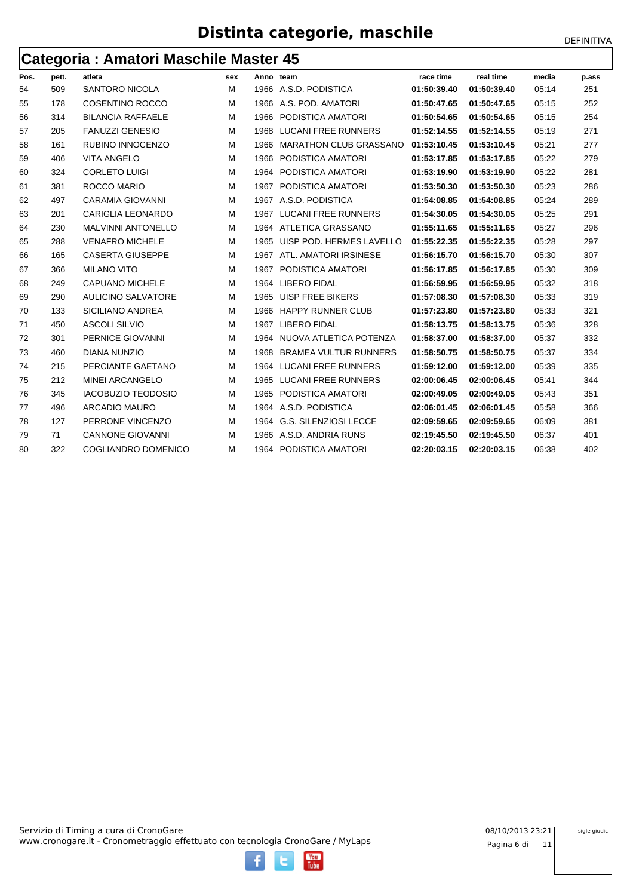# Distinta categorie, maschile

DEFINITIVA

## Categoria : Amatori Maschile Master 45

| Pos. | pett. | atleta | sex | Anno | team | race time | real time | media | p.ass |
|---|---|---|---|---|---|---|---|---|---|
| 54 | 509 | SANTORO NICOLA | M | 1966 | A.S.D. PODISTICA | **01:50:39.40** | **01:50:39.40** | 05:14 | 251 |
| 55 | 178 | COSENTINO ROCCO | M | 1966 | A.S. POD. AMATORI | **01:50:47.65** | **01:50:47.65** | 05:15 | 252 |
| 56 | 314 | BILANCIA RAFFAELE | M | 1966 | PODISTICA AMATORI | **01:50:54.65** | **01:50:54.65** | 05:15 | 254 |
| 57 | 205 | FANUZZI GENESIO | M | 1968 | LUCANI FREE RUNNERS | **01:52:14.55** | **01:52:14.55** | 05:19 | 271 |
| 58 | 161 | RUBINO INNOCENZO | M | 1966 | MARATHON CLUB GRASSANO | **01:53:10.45** | **01:53:10.45** | 05:21 | 277 |
| 59 | 406 | VITA ANGELO | M | 1966 | PODISTICA AMATORI | **01:53:17.85** | **01:53:17.85** | 05:22 | 279 |
| 60 | 324 | CORLETO LUIGI | M | 1964 | PODISTICA AMATORI | **01:53:19.90** | **01:53:19.90** | 05:22 | 281 |
| 61 | 381 | ROCCO MARIO | M | 1967 | PODISTICA AMATORI | **01:53:50.30** | **01:53:50.30** | 05:23 | 286 |
| 62 | 497 | CARAMIA GIOVANNI | M | 1967 | A.S.D. PODISTICA | **01:54:08.85** | **01:54:08.85** | 05:24 | 289 |
| 63 | 201 | CARIGLIA LEONARDO | M | 1967 | LUCANI FREE RUNNERS | **01:54:30.05** | **01:54:30.05** | 05:25 | 291 |
| 64 | 230 | MALVINNI ANTONELLO | M | 1964 | ATLETICA GRASSANO | **01:55:11.65** | **01:55:11.65** | 05:27 | 296 |
| 65 | 288 | VENAFRO MICHELE | M | 1965 | UISP POD. HERMES LAVELLO | **01:55:22.35** | **01:55:22.35** | 05:28 | 297 |
| 66 | 165 | CASERTA GIUSEPPE | M | 1967 | ATL. AMATORI IRSINESE | **01:56:15.70** | **01:56:15.70** | 05:30 | 307 |
| 67 | 366 | MILANO VITO | M | 1967 | PODISTICA AMATORI | **01:56:17.85** | **01:56:17.85** | 05:30 | 309 |
| 68 | 249 | CAPUANO MICHELE | M | 1964 | LIBERO FIDAL | **01:56:59.95** | **01:56:59.95** | 05:32 | 318 |
| 69 | 290 | AULICINO SALVATORE | M | 1965 | UISP FREE BIKERS | **01:57:08.30** | **01:57:08.30** | 05:33 | 319 |
| 70 | 133 | SICILIANO ANDREA | M | 1966 | HAPPY RUNNER CLUB | **01:57:23.80** | **01:57:23.80** | 05:33 | 321 |
| 71 | 450 | ASCOLI SILVIO | M | 1967 | LIBERO FIDAL | **01:58:13.75** | **01:58:13.75** | 05:36 | 328 |
| 72 | 301 | PERNICE GIOVANNI | M | 1964 | NUOVA ATLETICA POTENZA | **01:58:37.00** | **01:58:37.00** | 05:37 | 332 |
| 73 | 460 | DIANA NUNZIO | M | 1968 | BRAMEA VULTUR RUNNERS | **01:58:50.75** | **01:58:50.75** | 05:37 | 334 |
| 74 | 215 | PERCIANTE GAETANO | M | 1964 | LUCANI FREE RUNNERS | **01:59:12.00** | **01:59:12.00** | 05:39 | 335 |
| 75 | 212 | MINEI ARCANGELO | M | 1965 | LUCANI FREE RUNNERS | **02:00:06.45** | **02:00:06.45** | 05:41 | 344 |
| 76 | 345 | IACOBUZIO TEODOSIO | M | 1965 | PODISTICA AMATORI | **02:00:49.05** | **02:00:49.05** | 05:43 | 351 |
| 77 | 496 | ARCADIO MAURO | M | 1964 | A.S.D. PODISTICA | **02:06:01.45** | **02:06:01.45** | 05:58 | 366 |
| 78 | 127 | PERRONE VINCENZO | M | 1964 | G.S. SILENZIOSI LECCE | **02:09:59.65** | **02:09:59.65** | 06:09 | 381 |
| 79 | 71 | CANNONE GIOVANNI | M | 1966 | A.S.D. ANDRIA RUNS | **02:19:45.50** | **02:19:45.50** | 06:37 | 401 |
| 80 | 322 | COGLIANDRO DOMENICO | M | 1964 | PODISTICA AMATORI | **02:20:03.15** | **02:20:03.15** | 06:38 | 402 |

Servizio di Timing a cura di CronoGare
www.cronogare.it - Cronometraggio effettuato con tecnologia CronoGare / MyLaps

08/10/2013 23:21

sigle giudici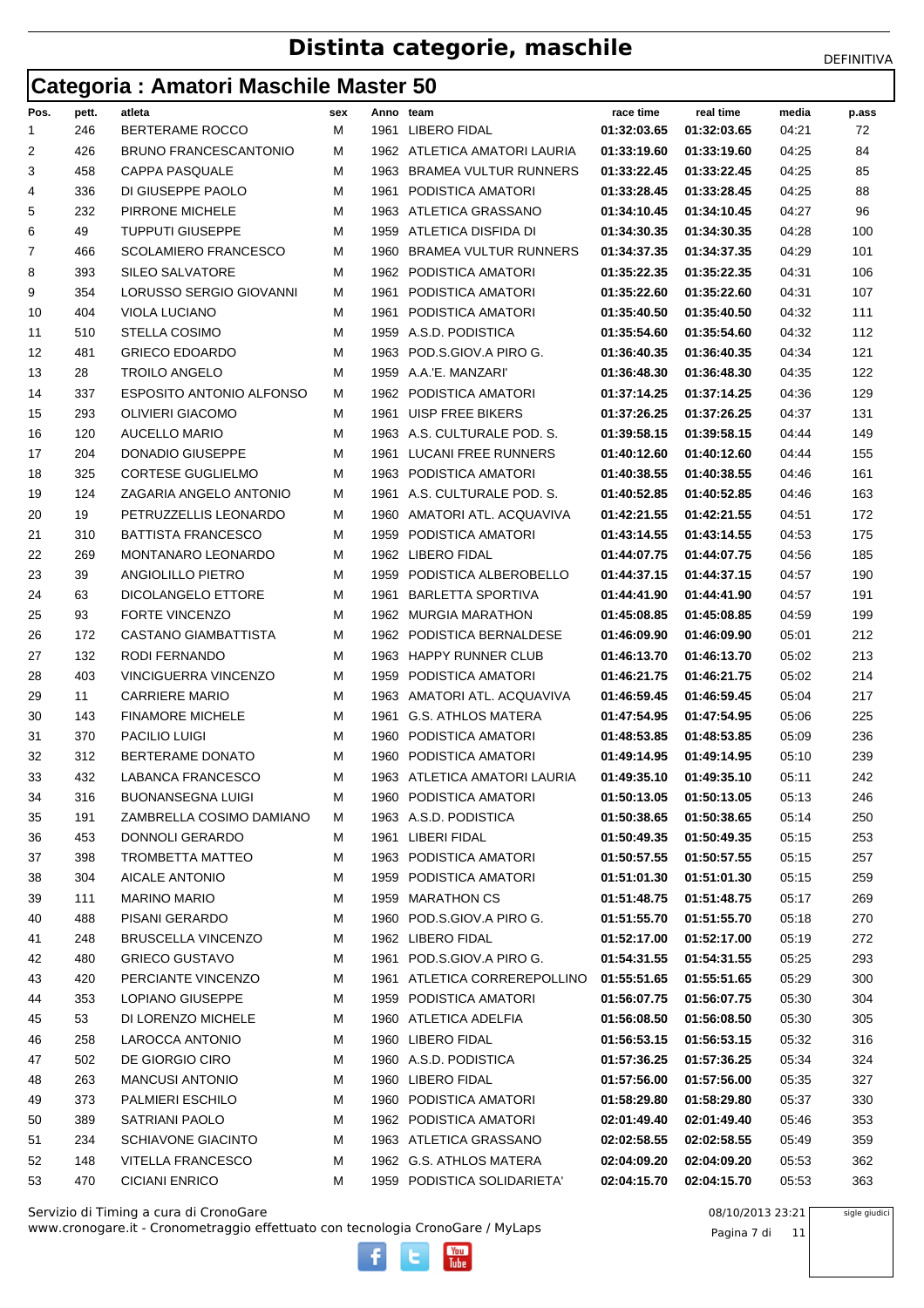# Distinta categorie, maschile

DEFINITIVA

## Categoria : Amatori Maschile Master 50

| Pos. | pett. | atleta | sex | Anno | team | race time | real time | media | p.ass |
|---|---|---|---|---|---|---|---|---|---|
| 1 | 246 | BERTERAME ROCCO | M | 1961 | LIBERO FIDAL | 01:32:03.65 | 01:32:03.65 | 04:21 | 72 |
| 2 | 426 | BRUNO FRANCESCANTONIO | M | 1962 | ATLETICA AMATORI LAURIA | 01:33:19.60 | 01:33:19.60 | 04:25 | 84 |
| 3 | 458 | CAPPA PASQUALE | M | 1963 | BRAMEA VULTUR RUNNERS | 01:33:22.45 | 01:33:22.45 | 04:25 | 85 |
| 4 | 336 | DI GIUSEPPE PAOLO | M | 1961 | PODISTICA AMATORI | 01:33:28.45 | 01:33:28.45 | 04:25 | 88 |
| 5 | 232 | PIRRONE MICHELE | M | 1963 | ATLETICA GRASSANO | 01:34:10.45 | 01:34:10.45 | 04:27 | 96 |
| 6 | 49 | TUPPUTI GIUSEPPE | M | 1959 | ATLETICA DISFIDA DI | 01:34:30.35 | 01:34:30.35 | 04:28 | 100 |
| 7 | 466 | SCOLAMIERO FRANCESCO | M | 1960 | BRAMEA VULTUR RUNNERS | 01:34:37.35 | 01:34:37.35 | 04:29 | 101 |
| 8 | 393 | SILEO SALVATORE | M | 1962 | PODISTICA AMATORI | 01:35:22.35 | 01:35:22.35 | 04:31 | 106 |
| 9 | 354 | LORUSSO SERGIO GIOVANNI | M | 1961 | PODISTICA AMATORI | 01:35:22.60 | 01:35:22.60 | 04:31 | 107 |
| 10 | 404 | VIOLA LUCIANO | M | 1961 | PODISTICA AMATORI | 01:35:40.50 | 01:35:40.50 | 04:32 | 111 |
| 11 | 510 | STELLA COSIMO | M | 1959 | A.S.D. PODISTICA | 01:35:54.60 | 01:35:54.60 | 04:32 | 112 |
| 12 | 481 | GRIECO EDOARDO | M | 1963 | POD.S.GIOV.A PIRO G. | 01:36:40.35 | 01:36:40.35 | 04:34 | 121 |
| 13 | 28 | TROILO ANGELO | M | 1959 | A.A.'E. MANZARI' | 01:36:48.30 | 01:36:48.30 | 04:35 | 122 |
| 14 | 337 | ESPOSITO ANTONIO ALFONSO | M | 1962 | PODISTICA AMATORI | 01:37:14.25 | 01:37:14.25 | 04:36 | 129 |
| 15 | 293 | OLIVIERI GIACOMO | M | 1961 | UISP FREE BIKERS | 01:37:26.25 | 01:37:26.25 | 04:37 | 131 |
| 16 | 120 | AUCELLO MARIO | M | 1963 | A.S. CULTURALE POD. S. | 01:39:58.15 | 01:39:58.15 | 04:44 | 149 |
| 17 | 204 | DONADIO GIUSEPPE | M | 1961 | LUCANI FREE RUNNERS | 01:40:12.60 | 01:40:12.60 | 04:44 | 155 |
| 18 | 325 | CORTESE GUGLIELMO | M | 1963 | PODISTICA AMATORI | 01:40:38.55 | 01:40:38.55 | 04:46 | 161 |
| 19 | 124 | ZAGARIA ANGELO ANTONIO | M | 1961 | A.S. CULTURALE POD. S. | 01:40:52.85 | 01:40:52.85 | 04:46 | 163 |
| 20 | 19 | PETRUZZELLIS LEONARDO | M | 1960 | AMATORI ATL. ACQUAVIVA | 01:42:21.55 | 01:42:21.55 | 04:51 | 172 |
| 21 | 310 | BATTISTA FRANCESCO | M | 1959 | PODISTICA AMATORI | 01:43:14.55 | 01:43:14.55 | 04:53 | 175 |
| 22 | 269 | MONTANARO LEONARDO | M | 1962 | LIBERO FIDAL | 01:44:07.75 | 01:44:07.75 | 04:56 | 185 |
| 23 | 39 | ANGIOLILLO PIETRO | M | 1959 | PODISTICA ALBEROBELLO | 01:44:37.15 | 01:44:37.15 | 04:57 | 190 |
| 24 | 63 | DICOLANGELO ETTORE | M | 1961 | BARLETTA SPORTIVA | 01:44:41.90 | 01:44:41.90 | 04:57 | 191 |
| 25 | 93 | FORTE VINCENZO | M | 1962 | MURGIA MARATHON | 01:45:08.85 | 01:45:08.85 | 04:59 | 199 |
| 26 | 172 | CASTANO GIAMBATTISTA | M | 1962 | PODISTICA BERNALDESE | 01:46:09.90 | 01:46:09.90 | 05:01 | 212 |
| 27 | 132 | RODI FERNANDO | M | 1963 | HAPPY RUNNER CLUB | 01:46:13.70 | 01:46:13.70 | 05:02 | 213 |
| 28 | 403 | VINCIGUERRA VINCENZO | M | 1959 | PODISTICA AMATORI | 01:46:21.75 | 01:46:21.75 | 05:02 | 214 |
| 29 | 11 | CARRIERE MARIO | M | 1963 | AMATORI ATL. ACQUAVIVA | 01:46:59.45 | 01:46:59.45 | 05:04 | 217 |
| 30 | 143 | FINAMORE MICHELE | M | 1961 | G.S. ATHLOS MATERA | 01:47:54.95 | 01:47:54.95 | 05:06 | 225 |
| 31 | 370 | PACILIO LUIGI | M | 1960 | PODISTICA AMATORI | 01:48:53.85 | 01:48:53.85 | 05:09 | 236 |
| 32 | 312 | BERTERAME DONATO | M | 1960 | PODISTICA AMATORI | 01:49:14.95 | 01:49:14.95 | 05:10 | 239 |
| 33 | 432 | LABANCA FRANCESCO | M | 1963 | ATLETICA AMATORI LAURIA | 01:49:35.10 | 01:49:35.10 | 05:11 | 242 |
| 34 | 316 | BUONANSEGNA LUIGI | M | 1960 | PODISTICA AMATORI | 01:50:13.05 | 01:50:13.05 | 05:13 | 246 |
| 35 | 191 | ZAMBRELLA COSIMO DAMIANO | M | 1963 | A.S.D. PODISTICA | 01:50:38.65 | 01:50:38.65 | 05:14 | 250 |
| 36 | 453 | DONNOLI GERARDO | M | 1961 | LIBERI FIDAL | 01:50:49.35 | 01:50:49.35 | 05:15 | 253 |
| 37 | 398 | TROMBETTA MATTEO | M | 1963 | PODISTICA AMATORI | 01:50:57.55 | 01:50:57.55 | 05:15 | 257 |
| 38 | 304 | AICALE ANTONIO | M | 1959 | PODISTICA AMATORI | 01:51:01.30 | 01:51:01.30 | 05:15 | 259 |
| 39 | 111 | MARINO MARIO | M | 1959 | MARATHON CS | 01:51:48.75 | 01:51:48.75 | 05:17 | 269 |
| 40 | 488 | PISANI GERARDO | M | 1960 | POD.S.GIOV.A PIRO G. | 01:51:55.70 | 01:51:55.70 | 05:18 | 270 |
| 41 | 248 | BRUSCELLA VINCENZO | M | 1962 | LIBERO FIDAL | 01:52:17.00 | 01:52:17.00 | 05:19 | 272 |
| 42 | 480 | GRIECO GUSTAVO | M | 1961 | POD.S.GIOV.A PIRO G. | 01:54:31.55 | 01:54:31.55 | 05:25 | 293 |
| 43 | 420 | PERCIANTE VINCENZO | M | 1961 | ATLETICA CORREREPOLLINO | 01:55:51.65 | 01:55:51.65 | 05:29 | 300 |
| 44 | 353 | LOPIANO GIUSEPPE | M | 1959 | PODISTICA AMATORI | 01:56:07.75 | 01:56:07.75 | 05:30 | 304 |
| 45 | 53 | DI LORENZO MICHELE | M | 1960 | ATLETICA ADELFIA | 01:56:08.50 | 01:56:08.50 | 05:30 | 305 |
| 46 | 258 | LAROCCA ANTONIO | M | 1960 | LIBERO FIDAL | 01:56:53.15 | 01:56:53.15 | 05:32 | 316 |
| 47 | 502 | DE GIORGIO CIRO | M | 1960 | A.S.D. PODISTICA | 01:57:36.25 | 01:57:36.25 | 05:34 | 324 |
| 48 | 263 | MANCUSI ANTONIO | M | 1960 | LIBERO FIDAL | 01:57:56.00 | 01:57:56.00 | 05:35 | 327 |
| 49 | 373 | PALMIERI ESCHILO | M | 1960 | PODISTICA AMATORI | 01:58:29.80 | 01:58:29.80 | 05:37 | 330 |
| 50 | 389 | SATRIANI PAOLO | M | 1962 | PODISTICA AMATORI | 02:01:49.40 | 02:01:49.40 | 05:46 | 353 |
| 51 | 234 | SCHIAVONE GIACINTO | M | 1963 | ATLETICA GRASSANO | 02:02:58.55 | 02:02:58.55 | 05:49 | 359 |
| 52 | 148 | VITELLA FRANCESCO | M | 1962 | G.S. ATHLOS MATERA | 02:04:09.20 | 02:04:09.20 | 05:53 | 362 |
| 53 | 470 | CICIANI ENRICO | M | 1959 | PODISTICA SOLIDARIETA' | 02:04:15.70 | 02:04:15.70 | 05:53 | 363 |

Servizio di Timing a cura di CronoGare
www.cronogare.it - Cronometraggio effettuato con tecnologia CronoGare / MyLaps

08/10/2013 23:21

sigle giudici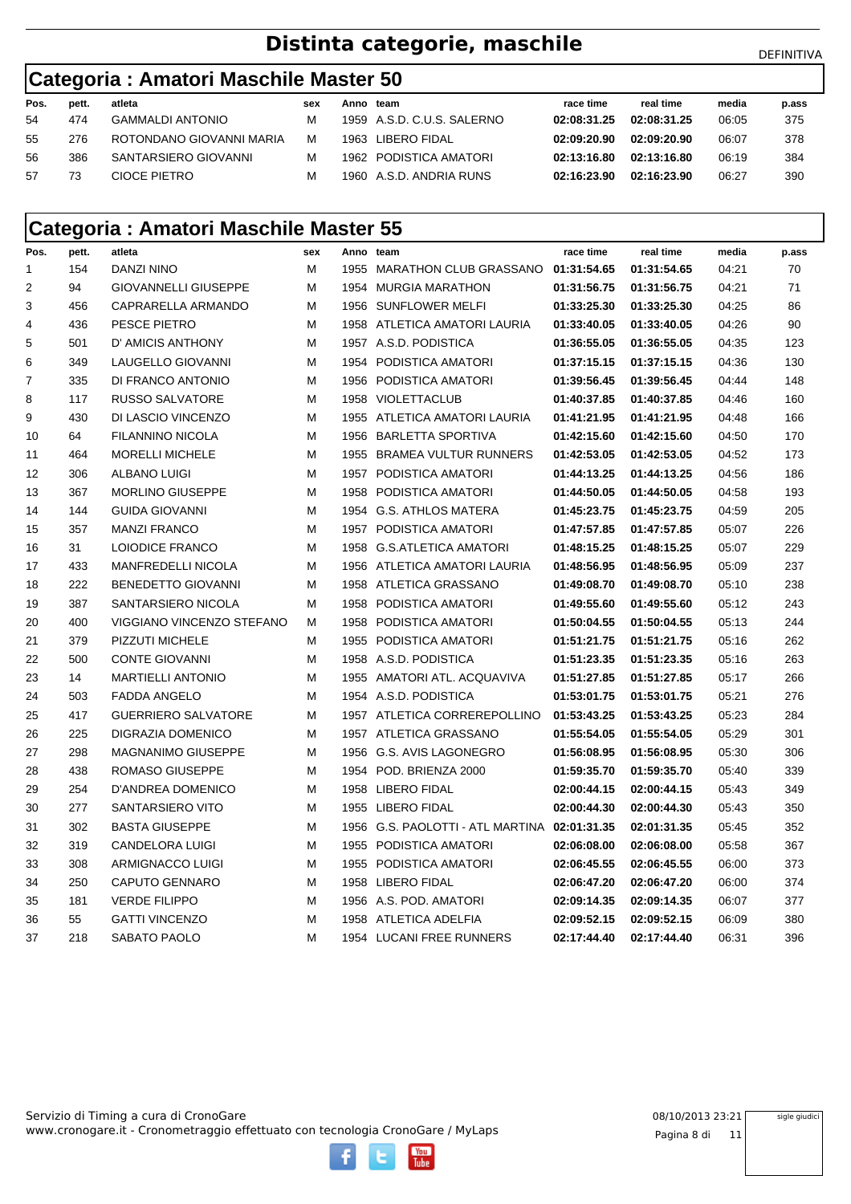# Distinta categorie, maschile

DEFINITIVA

## Categoria : Amatori Maschile Master 50

| Pos. | pett. | atleta | sex | Anno | team | race time | real time | media | p.ass |
|---|---|---|---|---|---|---|---|---|---|
| 54 | 474 | GAMMALDI ANTONIO | M | 1959 | A.S.D. C.U.S. SALERNO | 02:08:31.25 | 02:08:31.25 | 06:05 | 375 |
| 55 | 276 | ROTONDANO GIOVANNI MARIA | M | 1963 | LIBERO FIDAL | 02:09:20.90 | 02:09:20.90 | 06:07 | 378 |
| 56 | 386 | SANTARSIERO GIOVANNI | M | 1962 | PODISTICA AMATORI | 02:13:16.80 | 02:13:16.80 | 06:19 | 384 |
| 57 | 73 | CIOCE PIETRO | M | 1960 | A.S.D. ANDRIA RUNS | 02:16:23.90 | 02:16:23.90 | 06:27 | 390 |

## Categoria : Amatori Maschile Master 55

| Pos. | pett. | atleta | sex | Anno | team | race time | real time | media | p.ass |
|---|---|---|---|---|---|---|---|---|---|
| 1 | 154 | DANZI NINO | M | 1955 | MARATHON CLUB GRASSANO | 01:31:54.65 | 01:31:54.65 | 04:21 | 70 |
| 2 | 94 | GIOVANNELLI GIUSEPPE | M | 1954 | MURGIA MARATHON | 01:31:56.75 | 01:31:56.75 | 04:21 | 71 |
| 3 | 456 | CAPRARELLA ARMANDO | M | 1956 | SUNFLOWER MELFI | 01:33:25.30 | 01:33:25.30 | 04:25 | 86 |
| 4 | 436 | PESCE PIETRO | M | 1958 | ATLETICA AMATORI LAURIA | 01:33:40.05 | 01:33:40.05 | 04:26 | 90 |
| 5 | 501 | D' AMICIS ANTHONY | M | 1957 | A.S.D. PODISTICA | 01:36:55.05 | 01:36:55.05 | 04:35 | 123 |
| 6 | 349 | LAUGELLO GIOVANNI | M | 1954 | PODISTICA AMATORI | 01:37:15.15 | 01:37:15.15 | 04:36 | 130 |
| 7 | 335 | DI FRANCO ANTONIO | M | 1956 | PODISTICA AMATORI | 01:39:56.45 | 01:39:56.45 | 04:44 | 148 |
| 8 | 117 | RUSSO SALVATORE | M | 1958 | VIOLETTACLUB | 01:40:37.85 | 01:40:37.85 | 04:46 | 160 |
| 9 | 430 | DI LASCIO VINCENZO | M | 1955 | ATLETICA AMATORI LAURIA | 01:41:21.95 | 01:41:21.95 | 04:48 | 166 |
| 10 | 64 | FILANNINO NICOLA | M | 1956 | BARLETTA SPORTIVA | 01:42:15.60 | 01:42:15.60 | 04:50 | 170 |
| 11 | 464 | MORELLI MICHELE | M | 1955 | BRAMEA VULTUR RUNNERS | 01:42:53.05 | 01:42:53.05 | 04:52 | 173 |
| 12 | 306 | ALBANO LUIGI | M | 1957 | PODISTICA AMATORI | 01:44:13.25 | 01:44:13.25 | 04:56 | 186 |
| 13 | 367 | MORLINO GIUSEPPE | M | 1958 | PODISTICA AMATORI | 01:44:50.05 | 01:44:50.05 | 04:58 | 193 |
| 14 | 144 | GUIDA GIOVANNI | M | 1954 | G.S. ATHLOS MATERA | 01:45:23.75 | 01:45:23.75 | 04:59 | 205 |
| 15 | 357 | MANZI FRANCO | M | 1957 | PODISTICA AMATORI | 01:47:57.85 | 01:47:57.85 | 05:07 | 226 |
| 16 | 31 | LOIODICE FRANCO | M | 1958 | G.S.ATLETICA AMATORI | 01:48:15.25 | 01:48:15.25 | 05:07 | 229 |
| 17 | 433 | MANFREDELLI NICOLA | M | 1956 | ATLETICA AMATORI LAURIA | 01:48:56.95 | 01:48:56.95 | 05:09 | 237 |
| 18 | 222 | BENEDETTO GIOVANNI | M | 1958 | ATLETICA GRASSANO | 01:49:08.70 | 01:49:08.70 | 05:10 | 238 |
| 19 | 387 | SANTARSIERO NICOLA | M | 1958 | PODISTICA AMATORI | 01:49:55.60 | 01:49:55.60 | 05:12 | 243 |
| 20 | 400 | VIGGIANO VINCENZO STEFANO | M | 1958 | PODISTICA AMATORI | 01:50:04.55 | 01:50:04.55 | 05:13 | 244 |
| 21 | 379 | PIZZUTI MICHELE | M | 1955 | PODISTICA AMATORI | 01:51:21.75 | 01:51:21.75 | 05:16 | 262 |
| 22 | 500 | CONTE GIOVANNI | M | 1958 | A.S.D. PODISTICA | 01:51:23.35 | 01:51:23.35 | 05:16 | 263 |
| 23 | 14 | MARTIELLI ANTONIO | M | 1955 | AMATORI ATL. ACQUAVIVA | 01:51:27.85 | 01:51:27.85 | 05:17 | 266 |
| 24 | 503 | FADDA ANGELO | M | 1954 | A.S.D. PODISTICA | 01:53:01.75 | 01:53:01.75 | 05:21 | 276 |
| 25 | 417 | GUERRIERO SALVATORE | M | 1957 | ATLETICA CORREREPOLLINO | 01:53:43.25 | 01:53:43.25 | 05:23 | 284 |
| 26 | 225 | DIGRAZIA DOMENICO | M | 1957 | ATLETICA GRASSANO | 01:55:54.05 | 01:55:54.05 | 05:29 | 301 |
| 27 | 298 | MAGNANIMO GIUSEPPE | M | 1956 | G.S. AVIS LAGONEGRO | 01:56:08.95 | 01:56:08.95 | 05:30 | 306 |
| 28 | 438 | ROMASO GIUSEPPE | M | 1954 | POD. BRIENZA 2000 | 01:59:35.70 | 01:59:35.70 | 05:40 | 339 |
| 29 | 254 | D'ANDREA DOMENICO | M | 1958 | LIBERO FIDAL | 02:00:44.15 | 02:00:44.15 | 05:43 | 349 |
| 30 | 277 | SANTARSIERO VITO | M | 1955 | LIBERO FIDAL | 02:00:44.30 | 02:00:44.30 | 05:43 | 350 |
| 31 | 302 | BASTA GIUSEPPE | M | 1956 | G.S. PAOLOTTI - ATL MARTINA | 02:01:31.35 | 02:01:31.35 | 05:45 | 352 |
| 32 | 319 | CANDELORA LUIGI | M | 1955 | PODISTICA AMATORI | 02:06:08.00 | 02:06:08.00 | 05:58 | 367 |
| 33 | 308 | ARMIGNACCO LUIGI | M | 1955 | PODISTICA AMATORI | 02:06:45.55 | 02:06:45.55 | 06:00 | 373 |
| 34 | 250 | CAPUTO GENNARO | M | 1958 | LIBERO FIDAL | 02:06:47.20 | 02:06:47.20 | 06:00 | 374 |
| 35 | 181 | VERDE FILIPPO | M | 1956 | A.S. POD. AMATORI | 02:09:14.35 | 02:09:14.35 | 06:07 | 377 |
| 36 | 55 | GATTI VINCENZO | M | 1958 | ATLETICA ADELFIA | 02:09:52.15 | 02:09:52.15 | 06:09 | 380 |
| 37 | 218 | SABATO PAOLO | M | 1954 | LUCANI FREE RUNNERS | 02:17:44.40 | 02:17:44.40 | 06:31 | 396 |

Servizio di Timing a cura di CronoGare
www.cronogare.it - Cronometraggio effettuato con tecnologia CronoGare / MyLaps

08/10/2013 23:21

sigle giudici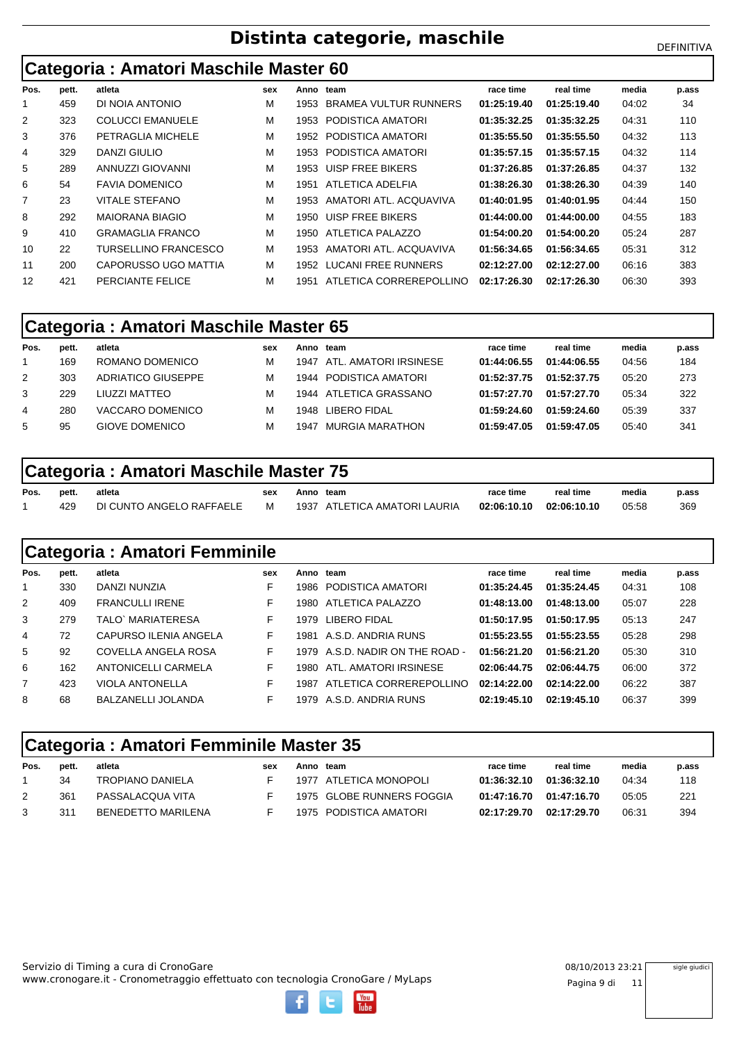# Distinta categorie, maschile

DEFINITIVA

## Categoria : Amatori Maschile Master 60

| Pos. | pett. | atleta | sex | Anno | team | race time | real time | media | p.ass |
|---|---|---|---|---|---|---|---|---|---|
| 1 | 459 | DI NOIA ANTONIO | M | 1953 | BRAMEA VULTUR RUNNERS | **01:25:19.40** | **01:25:19.40** | 04:02 | 34 |
| 2 | 323 | COLUCCI EMANUELE | M | 1953 | PODISTICA AMATORI | **01:35:32.25** | **01:35:32.25** | 04:31 | 110 |
| 3 | 376 | PETRAGLIA MICHELE | M | 1952 | PODISTICA AMATORI | **01:35:55.50** | **01:35:55.50** | 04:32 | 113 |
| 4 | 329 | DANZI GIULIO | M | 1953 | PODISTICA AMATORI | **01:35:57.15** | **01:35:57.15** | 04:32 | 114 |
| 5 | 289 | ANNUZZI GIOVANNI | M | 1953 | UISP FREE BIKERS | **01:37:26.85** | **01:37:26.85** | 04:37 | 132 |
| 6 | 54 | FAVIA DOMENICO | M | 1951 | ATLETICA ADELFIA | **01:38:26.30** | **01:38:26.30** | 04:39 | 140 |
| 7 | 23 | VITALE STEFANO | M | 1953 | AMATORI ATL. ACQUAVIVA | **01:40:01.95** | **01:40:01.95** | 04:44 | 150 |
| 8 | 292 | MAIORANA BIAGIO | M | 1950 | UISP FREE BIKERS | **01:44:00.00** | **01:44:00.00** | 04:55 | 183 |
| 9 | 410 | GRAMAGLIA FRANCO | M | 1950 | ATLETICA PALAZZO | **01:54:00.20** | **01:54:00.20** | 05:24 | 287 |
| 10 | 22 | TURSELLINO FRANCESCO | M | 1953 | AMATORI ATL. ACQUAVIVA | **01:56:34.65** | **01:56:34.65** | 05:31 | 312 |
| 11 | 200 | CAPORUSSO UGO MATTIA | M | 1952 | LUCANI FREE RUNNERS | **02:12:27.00** | **02:12:27.00** | 06:16 | 383 |
| 12 | 421 | PERCIANTE FELICE | M | 1951 | ATLETICA CORREREPOLLINO | **02:17:26.30** | **02:17:26.30** | 06:30 | 393 |

## Categoria : Amatori Maschile Master 65

| Pos. | pett. | atleta | sex | Anno | team | race time | real time | media | p.ass |
|---|---|---|---|---|---|---|---|---|---|
| 1 | 169 | ROMANO DOMENICO | M | 1947 | ATL. AMATORI IRSINESE | **01:44:06.55** | **01:44:06.55** | 04:56 | 184 |
| 2 | 303 | ADRIATICO GIUSEPPE | M | 1944 | PODISTICA AMATORI | **01:52:37.75** | **01:52:37.75** | 05:20 | 273 |
| 3 | 229 | LIUZZI MATTEO | M | 1944 | ATLETICA GRASSANO | **01:57:27.70** | **01:57:27.70** | 05:34 | 322 |
| 4 | 280 | VACCARO DOMENICO | M | 1948 | LIBERO FIDAL | **01:59:24.60** | **01:59:24.60** | 05:39 | 337 |
| 5 | 95 | GIOVE DOMENICO | M | 1947 | MURGIA MARATHON | **01:59:47.05** | **01:59:47.05** | 05:40 | 341 |

## Categoria : Amatori Maschile Master 75

| Pos. | pett. | atleta | sex | Anno | team | race time | real time | media | p.ass |
|---|---|---|---|---|---|---|---|---|---|
| 1 | 429 | DI CUNTO ANGELO RAFFAELE | M | 1937 | ATLETICA AMATORI LAURIA | **02:06:10.10** | **02:06:10.10** | 05:58 | 369 |

## Categoria : Amatori Femminile

| Pos. | pett. | atleta | sex | Anno | team | race time | real time | media | p.ass |
|---|---|---|---|---|---|---|---|---|---|
| 1 | 330 | DANZI NUNZIA | F | 1986 | PODISTICA AMATORI | **01:35:24.45** | **01:35:24.45** | 04:31 | 108 |
| 2 | 409 | FRANCULLI IRENE | F | 1980 | ATLETICA PALAZZO | **01:48:13.00** | **01:48:13.00** | 05:07 | 228 |
| 3 | 279 | TALO` MARIATERESA | F | 1979 | LIBERO FIDAL | **01:50:17.95** | **01:50:17.95** | 05:13 | 247 |
| 4 | 72 | CAPURSO ILENIA ANGELA | F | 1981 | A.S.D. ANDRIA RUNS | **01:55:23.55** | **01:55:23.55** | 05:28 | 298 |
| 5 | 92 | COVELLA ANGELA ROSA | F | 1979 | A.S.D. NADIR ON THE ROAD - | **01:56:21.20** | **01:56:21.20** | 05:30 | 310 |
| 6 | 162 | ANTONICELLI CARMELA | F | 1980 | ATL. AMATORI IRSINESE | **02:06:44.75** | **02:06:44.75** | 06:00 | 372 |
| 7 | 423 | VIOLA ANTONELLA | F | 1987 | ATLETICA CORREREPOLLINO | **02:14:22.00** | **02:14:22.00** | 06:22 | 387 |
| 8 | 68 | BALZANELLI JOLANDA | F | 1979 | A.S.D. ANDRIA RUNS | **02:19:45.10** | **02:19:45.10** | 06:37 | 399 |

## Categoria : Amatori Femminile Master 35

| Pos. | pett. | atleta | sex | Anno | team | race time | real time | media | p.ass |
|---|---|---|---|---|---|---|---|---|---|
| 1 | 34 | TROPIANO DANIELA | F | 1977 | ATLETICA MONOPOLI | **01:36:32.10** | **01:36:32.10** | 04:34 | 118 |
| 2 | 361 | PASSALACQUA VITA | F | 1975 | GLOBE RUNNERS FOGGIA | **01:47:16.70** | **01:47:16.70** | 05:05 | 221 |
| 3 | 311 | BENEDETTO MARILENA | F | 1975 | PODISTICA AMATORI | **02:17:29.70** | **02:17:29.70** | 06:31 | 394 |

Servizio di Timing a cura di CronoGare
www.cronogare.it - Cronometraggio effettuato con tecnologia CronoGare / MyLaps

08/10/2013 23:21

sigle giudici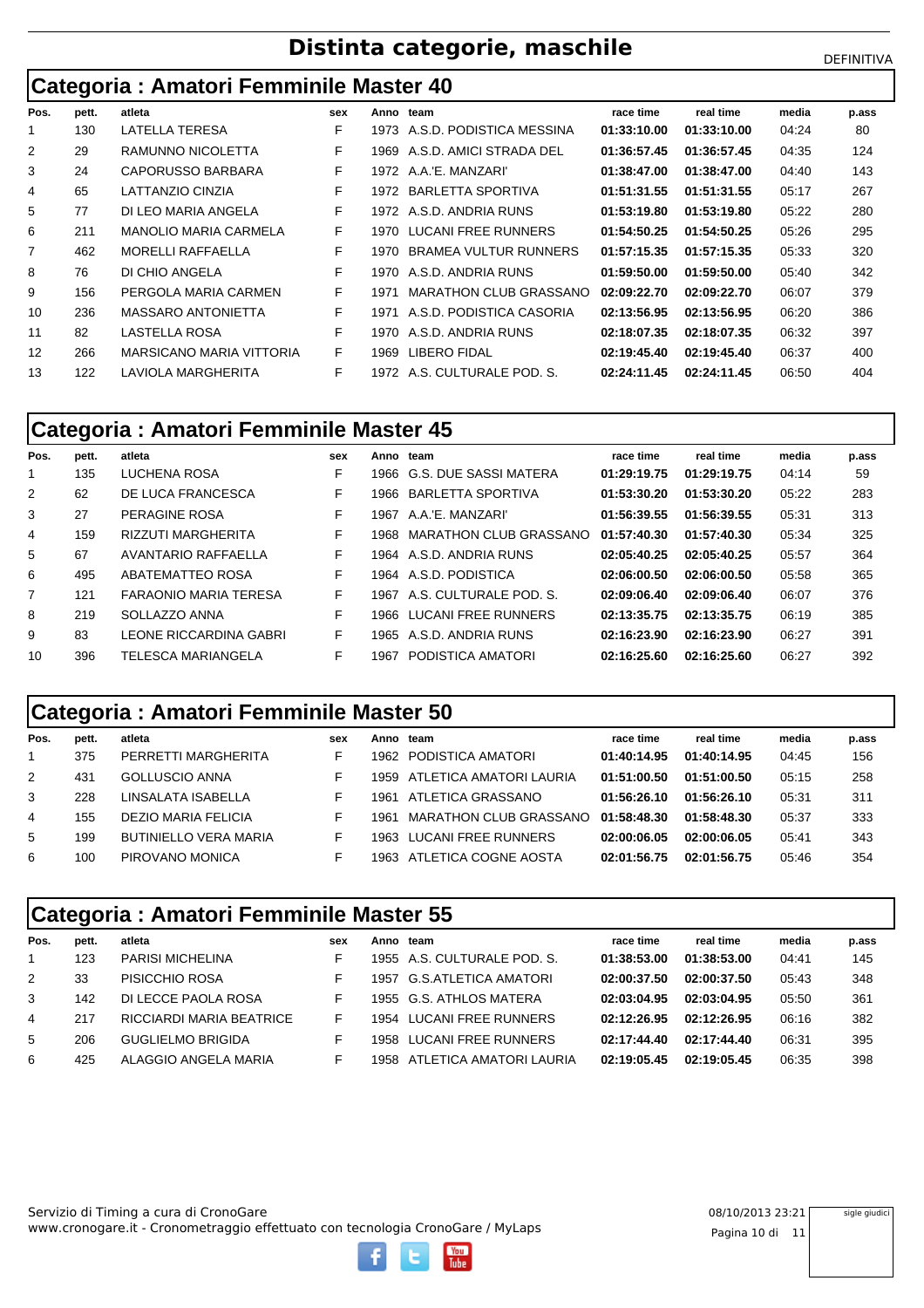# Distinta categorie, maschile

DEFINITIVA

## Categoria : Amatori Femminile Master 40

| Pos. | pett. | atleta | sex | Anno | team | race time | real time | media | p.ass |
|---|---|---|---|---|---|---|---|---|---|
| 1 | 130 | LATELLA TERESA | F | 1973 | A.S.D. PODISTICA MESSINA | **01:33:10.00** | **01:33:10.00** | 04:24 | 80 |
| 2 | 29 | RAMUNNO NICOLETTA | F | 1969 | A.S.D. AMICI STRADA DEL | **01:36:57.45** | **01:36:57.45** | 04:35 | 124 |
| 3 | 24 | CAPORUSSO BARBARA | F | 1972 | A.A.'E. MANZARI' | **01:38:47.00** | **01:38:47.00** | 04:40 | 143 |
| 4 | 65 | LATTANZIO CINZIA | F | 1972 | BARLETTA SPORTIVA | **01:51:31.55** | **01:51:31.55** | 05:17 | 267 |
| 5 | 77 | DI LEO MARIA ANGELA | F | 1972 | A.S.D. ANDRIA RUNS | **01:53:19.80** | **01:53:19.80** | 05:22 | 280 |
| 6 | 211 | MANOLIO MARIA CARMELA | F | 1970 | LUCANI FREE RUNNERS | **01:54:50.25** | **01:54:50.25** | 05:26 | 295 |
| 7 | 462 | MORELLI RAFFAELLA | F | 1970 | BRAMEA VULTUR RUNNERS | **01:57:15.35** | **01:57:15.35** | 05:33 | 320 |
| 8 | 76 | DI CHIO ANGELA | F | 1970 | A.S.D. ANDRIA RUNS | **01:59:50.00** | **01:59:50.00** | 05:40 | 342 |
| 9 | 156 | PERGOLA MARIA CARMEN | F | 1971 | MARATHON CLUB GRASSANO | **02:09:22.70** | **02:09:22.70** | 06:07 | 379 |
| 10 | 236 | MASSARO ANTONIETTA | F | 1971 | A.S.D. PODISTICA CASORIA | **02:13:56.95** | **02:13:56.95** | 06:20 | 386 |
| 11 | 82 | LASTELLA ROSA | F | 1970 | A.S.D. ANDRIA RUNS | **02:18:07.35** | **02:18:07.35** | 06:32 | 397 |
| 12 | 266 | MARSICANO MARIA VITTORIA | F | 1969 | LIBERO FIDAL | **02:19:45.40** | **02:19:45.40** | 06:37 | 400 |
| 13 | 122 | LAVIOLA MARGHERITA | F | 1972 | A.S. CULTURALE POD. S. | **02:24:11.45** | **02:24:11.45** | 06:50 | 404 |

## Categoria : Amatori Femminile Master 45

| Pos. | pett. | atleta | sex | Anno | team | race time | real time | media | p.ass |
|---|---|---|---|---|---|---|---|---|---|
| 1 | 135 | LUCHENA ROSA | F | 1966 | G.S. DUE SASSI MATERA | **01:29:19.75** | **01:29:19.75** | 04:14 | 59 |
| 2 | 62 | DE LUCA FRANCESCA | F | 1966 | BARLETTA SPORTIVA | **01:53:30.20** | **01:53:30.20** | 05:22 | 283 |
| 3 | 27 | PERAGINE ROSA | F | 1967 | A.A.'E. MANZARI' | **01:56:39.55** | **01:56:39.55** | 05:31 | 313 |
| 4 | 159 | RIZZUTI MARGHERITA | F | 1968 | MARATHON CLUB GRASSANO | **01:57:40.30** | **01:57:40.30** | 05:34 | 325 |
| 5 | 67 | AVANTARIO RAFFAELLA | F | 1964 | A.S.D. ANDRIA RUNS | **02:05:40.25** | **02:05:40.25** | 05:57 | 364 |
| 6 | 495 | ABATEMATTEO ROSA | F | 1964 | A.S.D. PODISTICA | **02:06:00.50** | **02:06:00.50** | 05:58 | 365 |
| 7 | 121 | FARAONIO MARIA TERESA | F | 1967 | A.S. CULTURALE POD. S. | **02:09:06.40** | **02:09:06.40** | 06:07 | 376 |
| 8 | 219 | SOLLAZZO ANNA | F | 1966 | LUCANI FREE RUNNERS | **02:13:35.75** | **02:13:35.75** | 06:19 | 385 |
| 9 | 83 | LEONE RICCARDINA GABRI | F | 1965 | A.S.D. ANDRIA RUNS | **02:16:23.90** | **02:16:23.90** | 06:27 | 391 |
| 10 | 396 | TELESCA MARIANGELA | F | 1967 | PODISTICA AMATORI | **02:16:25.60** | **02:16:25.60** | 06:27 | 392 |

## Categoria : Amatori Femminile Master 50

| Pos. | pett. | atleta | sex | Anno | team | race time | real time | media | p.ass |
|---|---|---|---|---|---|---|---|---|---|
| 1 | 375 | PERRETTI MARGHERITA | F | 1962 | PODISTICA AMATORI | **01:40:14.95** | **01:40:14.95** | 04:45 | 156 |
| 2 | 431 | GOLLUSCIO ANNA | F | 1959 | ATLETICA AMATORI LAURIA | **01:51:00.50** | **01:51:00.50** | 05:15 | 258 |
| 3 | 228 | LINSALATA ISABELLA | F | 1961 | ATLETICA GRASSANO | **01:56:26.10** | **01:56:26.10** | 05:31 | 311 |
| 4 | 155 | DEZIO MARIA FELICIA | F | 1961 | MARATHON CLUB GRASSANO | **01:58:48.30** | **01:58:48.30** | 05:37 | 333 |
| 5 | 199 | BUTINIELLO VERA MARIA | F | 1963 | LUCANI FREE RUNNERS | **02:00:06.05** | **02:00:06.05** | 05:41 | 343 |
| 6 | 100 | PIROVANO MONICA | F | 1963 | ATLETICA COGNE AOSTA | **02:01:56.75** | **02:01:56.75** | 05:46 | 354 |

## Categoria : Amatori Femminile Master 55

| Pos. | pett. | atleta | sex | Anno | team | race time | real time | media | p.ass |
|---|---|---|---|---|---|---|---|---|---|
| 1 | 123 | PARISI MICHELINA | F | 1955 | A.S. CULTURALE POD. S. | **01:38:53.00** | **01:38:53.00** | 04:41 | 145 |
| 2 | 33 | PISICCHIO ROSA | F | 1957 | G.S.ATLETICA AMATORI | **02:00:37.50** | **02:00:37.50** | 05:43 | 348 |
| 3 | 142 | DI LECCE PAOLA ROSA | F | 1955 | G.S. ATHLOS MATERA | **02:03:04.95** | **02:03:04.95** | 05:50 | 361 |
| 4 | 217 | RICCIARDI MARIA BEATRICE | F | 1954 | LUCANI FREE RUNNERS | **02:12:26.95** | **02:12:26.95** | 06:16 | 382 |
| 5 | 206 | GUGLIELMO BRIGIDA | F | 1958 | LUCANI FREE RUNNERS | **02:17:44.40** | **02:17:44.40** | 06:31 | 395 |
| 6 | 425 | ALAGGIO ANGELA MARIA | F | 1958 | ATLETICA AMATORI LAURIA | **02:19:05.45** | **02:19:05.45** | 06:35 | 398 |

Servizio di Timing a cura di CronoGare
www.cronogare.it - Cronometraggio effettuato con tecnologia CronoGare / MyLaps

08/10/2013 23:21

sigle giudici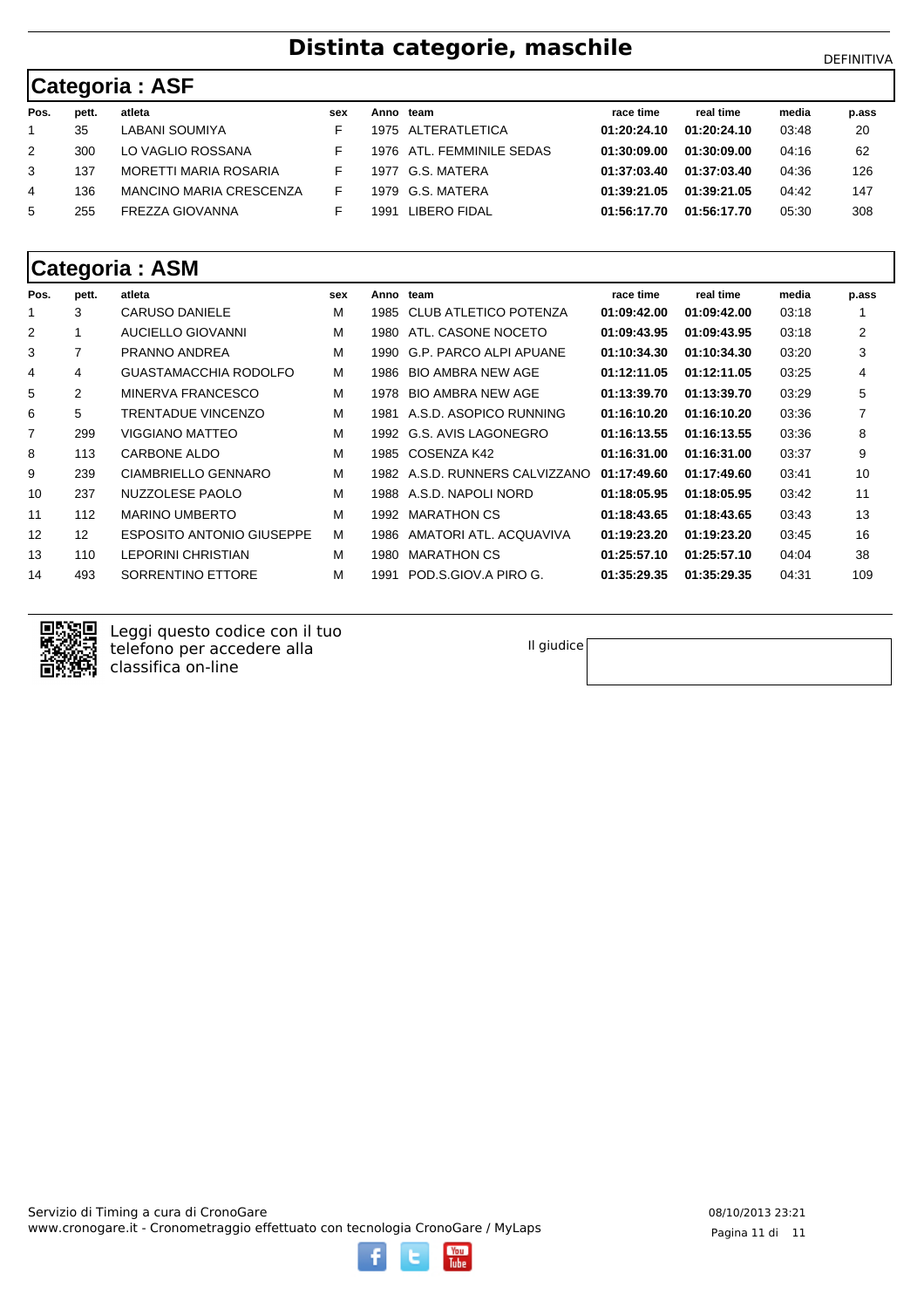# Distinta categorie, maschile

DEFINITIVA

## Categoria : ASF

| Pos. | pett. | atleta | sex | Anno | team | race time | real time | media | p.ass |
|---|---|---|---|---|---|---|---|---|---|
| 1 | 35 | LABANI SOUMIYA | F | 1975 | ALTERATLETICA | **01:20:24.10** | **01:20:24.10** | 03:48 | 20 |
| 2 | 300 | LO VAGLIO ROSSANA | F | 1976 | ATL. FEMMINILE SEDAS | **01:30:09.00** | **01:30:09.00** | 04:16 | 62 |
| 3 | 137 | MORETTI MARIA ROSARIA | F | 1977 | G.S. MATERA | **01:37:03.40** | **01:37:03.40** | 04:36 | 126 |
| 4 | 136 | MANCINO MARIA CRESCENZA | F | 1979 | G.S. MATERA | **01:39:21.05** | **01:39:21.05** | 04:42 | 147 |
| 5 | 255 | FREZZA GIOVANNA | F | 1991 | LIBERO FIDAL | **01:56:17.70** | **01:56:17.70** | 05:30 | 308 |

## Categoria : ASM

| Pos. | pett. | atleta | sex | Anno | team | race time | real time | media | p.ass |
|---|---|---|---|---|---|---|---|---|---|
| 1 | 3 | CARUSO DANIELE | M | 1985 | CLUB ATLETICO POTENZA | **01:09:42.00** | **01:09:42.00** | 03:18 | 1 |
| 2 | 1 | AUCIELLO GIOVANNI | M | 1980 | ATL. CASONE NOCETO | **01:09:43.95** | **01:09:43.95** | 03:18 | 2 |
| 3 | 7 | PRANNO ANDREA | M | 1990 | G.P. PARCO ALPI APUANE | **01:10:34.30** | **01:10:34.30** | 03:20 | 3 |
| 4 | 4 | GUASTAMACCHIA RODOLFO | M | 1986 | BIO AMBRA NEW AGE | **01:12:11.05** | **01:12:11.05** | 03:25 | 4 |
| 5 | 2 | MINERVA FRANCESCO | M | 1978 | BIO AMBRA NEW AGE | **01:13:39.70** | **01:13:39.70** | 03:29 | 5 |
| 6 | 5 | TRENTADUE VINCENZO | M | 1981 | A.S.D. ASOPICO RUNNING | **01:16:10.20** | **01:16:10.20** | 03:36 | 7 |
| 7 | 299 | VIGGIANO MATTEO | M | 1992 | G.S. AVIS LAGONEGRO | **01:16:13.55** | **01:16:13.55** | 03:36 | 8 |
| 8 | 113 | CARBONE ALDO | M | 1985 | COSENZA K42 | **01:16:31.00** | **01:16:31.00** | 03:37 | 9 |
| 9 | 239 | CIAMBRIELLO GENNARO | M | 1982 | A.S.D. RUNNERS CALVIZZANO | **01:17:49.60** | **01:17:49.60** | 03:41 | 10 |
| 10 | 237 | NUZZOLESE PAOLO | M | 1988 | A.S.D. NAPOLI NORD | **01:18:05.95** | **01:18:05.95** | 03:42 | 11 |
| 11 | 112 | MARINO UMBERTO | M | 1992 | MARATHON CS | **01:18:43.65** | **01:18:43.65** | 03:43 | 13 |
| 12 | 12 | ESPOSITO ANTONIO GIUSEPPE | M | 1986 | AMATORI ATL. ACQUAVIVA | **01:19:23.20** | **01:19:23.20** | 03:45 | 16 |
| 13 | 110 | LEPORINI CHRISTIAN | M | 1980 | MARATHON CS | **01:25:57.10** | **01:25:57.10** | 04:04 | 38 |
| 14 | 493 | SORRENTINO ETTORE | M | 1991 | POD.S.GIOV.A PIRO G. | **01:35:29.35** | **01:35:29.35** | 04:31 | 109 |

Leggi questo codice con il tuo telefono per accedere alla classifica on-line

Il giudice

Servizio di Timing a cura di CronoGare
www.cronogare.it - Cronometraggio effettuato con tecnologia CronoGare / MyLaps

08/10/2013 23:21